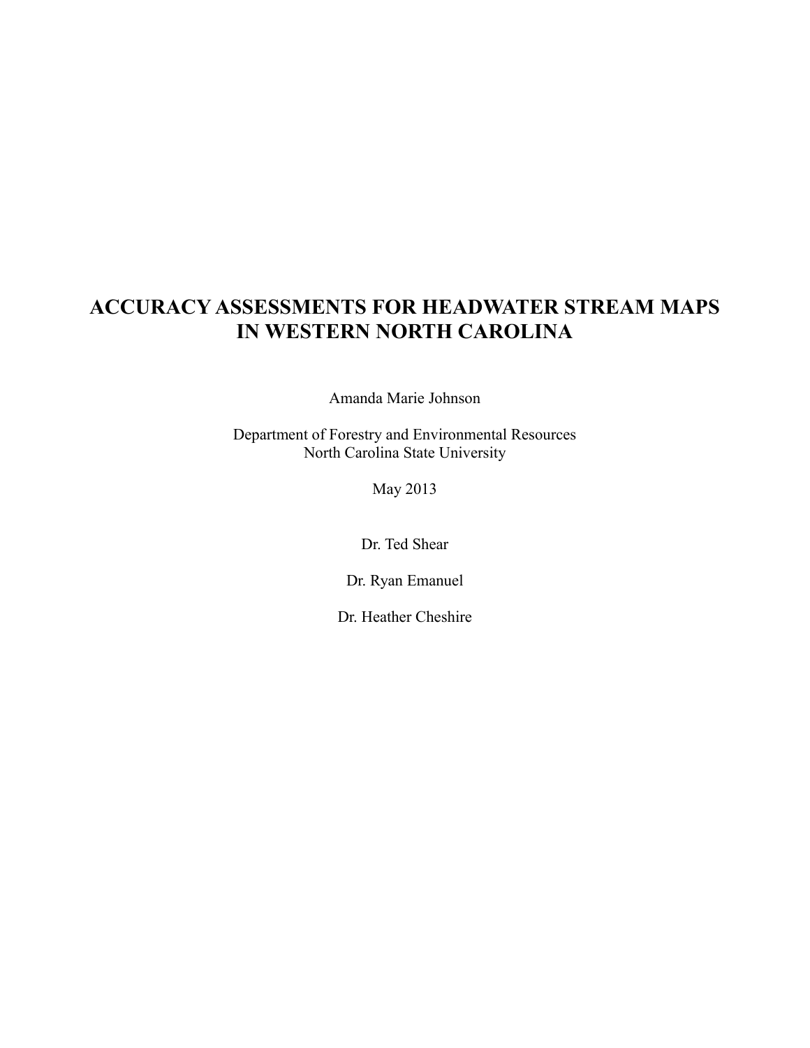# ACCURACY ASSESSMENTS FOR HEADWATER STREAM MAPS IN WESTERN NORTH CAROLINA

Amanda Marie Johnson

Department of Forestry and Environmental Resources
North Carolina State University

May 2013

Dr. Ted Shear

Dr. Ryan Emanuel

Dr. Heather Cheshire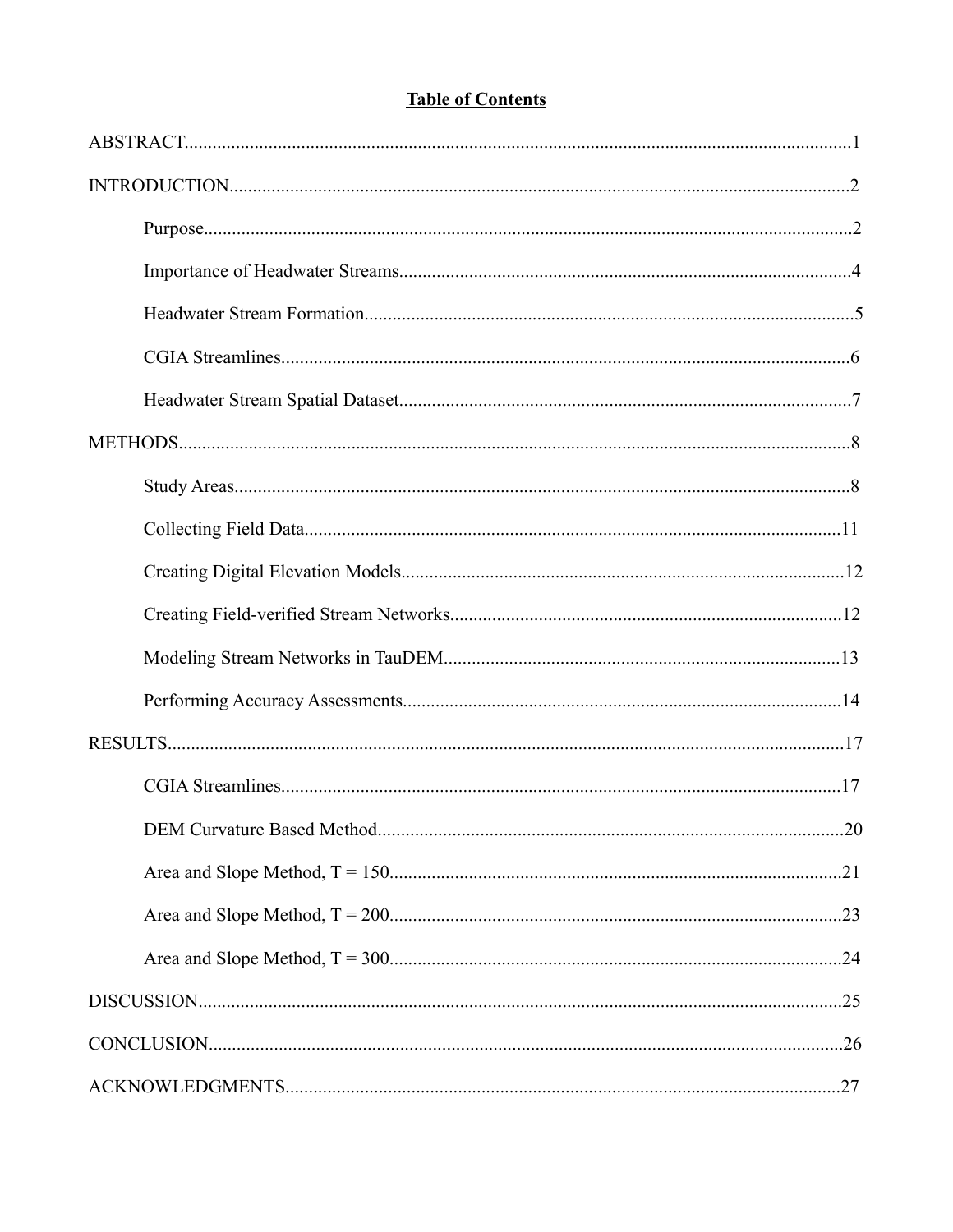## Table of Contents

ABSTRACT....................1

INTRODUCTION....................2

- Purpose....................2
- Importance of Headwater Streams....................4
- Headwater Stream Formation....................5
- CGIA Streamlines....................6
- Headwater Stream Spatial Dataset....................7

METHODS....................8

- Study Areas....................8
- Collecting Field Data....................11
- Creating Digital Elevation Models....................12
- Creating Field-verified Stream Networks....................12
- Modeling Stream Networks in TauDEM....................13
- Performing Accuracy Assessments....................14

RESULTS....................17

- CGIA Streamlines....................17
- DEM Curvature Based Method....................20
- Area and Slope Method, T = 150....................21
- Area and Slope Method, T = 200....................23
- Area and Slope Method, T = 300....................24

DISCUSSION....................25

CONCLUSION....................26

ACKNOWLEDGMENTS....................27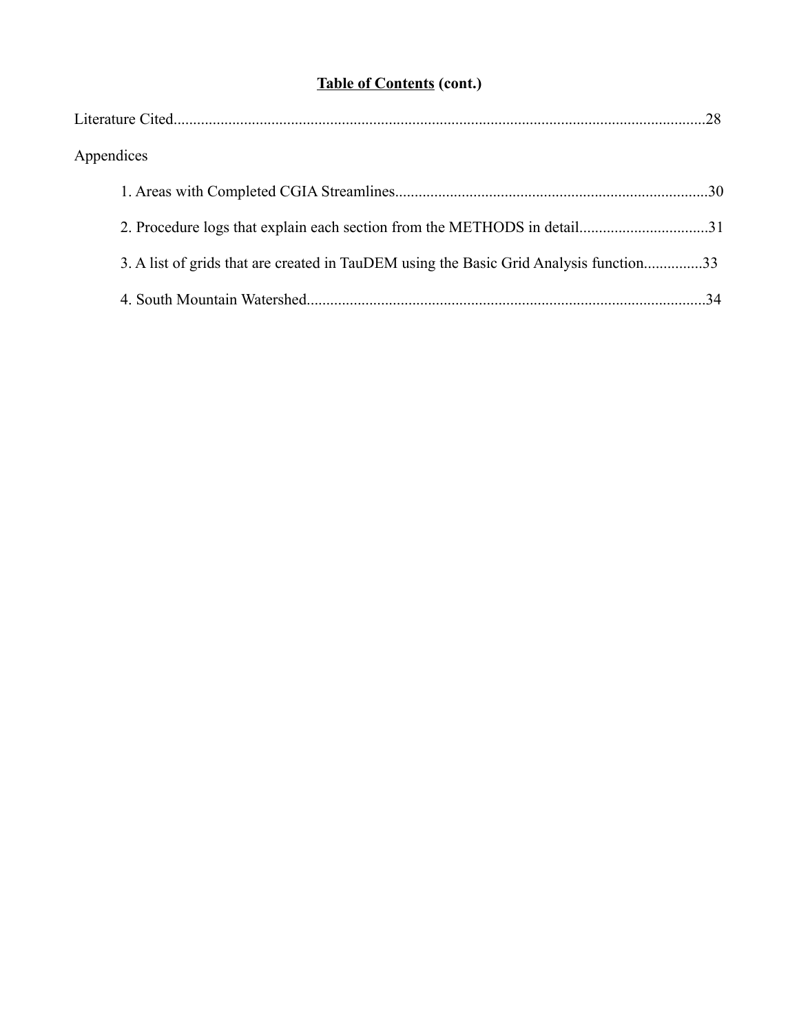**<u>Table of Contents</u> (cont.)**

Literature Cited........................................................................................................................28

Appendices

1. Areas with Completed CGIA Streamlines................................................................................30

2. Procedure logs that explain each section from the METHODS in detail.................................31

3. A list of grids that are created in TauDEM using the Basic Grid Analysis function...............33

4. South Mountain Watershed......................................................................................................34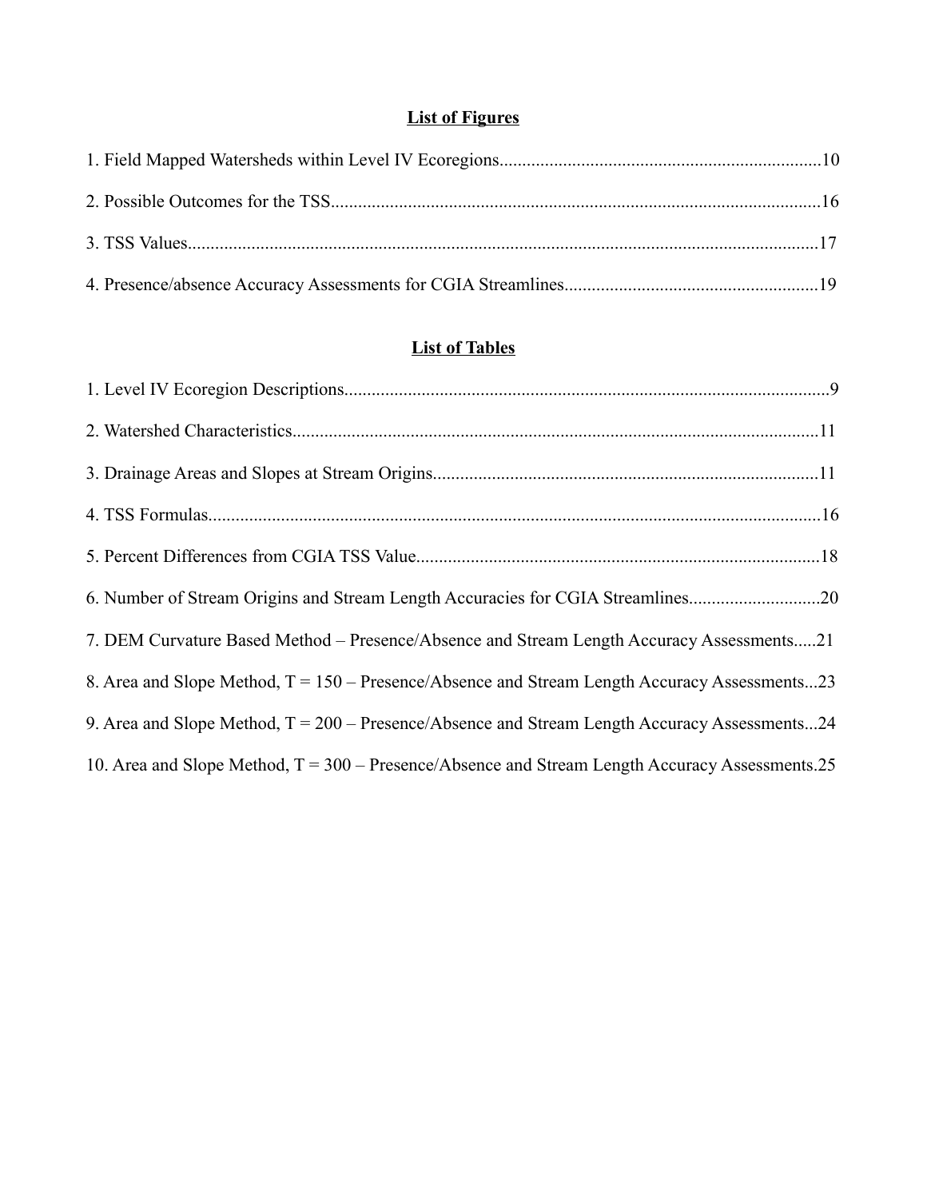## List of Figures

1. Field Mapped Watersheds within Level IV Ecoregions......................................................................10

2. Possible Outcomes for the TSS...........................................................................................................16

3. TSS Values..........................................................................................................................................17

4. Presence/absence Accuracy Assessments for CGIA Streamlines.......................................................19

## List of Tables

1. Level IV Ecoregion Descriptions..........................................................................................................9

2. Watershed Characteristics...................................................................................................................11

3. Drainage Areas and Slopes at Stream Origins....................................................................................11

4. TSS Formulas.....................................................................................................................................16

5. Percent Differences from CGIA TSS Value........................................................................................18

6. Number of Stream Origins and Stream Length Accuracies for CGIA Streamlines.............................20

7. DEM Curvature Based Method – Presence/Absence and Stream Length Accuracy Assessments.....21

8. Area and Slope Method, T = 150 – Presence/Absence and Stream Length Accuracy Assessments...23

9. Area and Slope Method, T = 200 – Presence/Absence and Stream Length Accuracy Assessments...24

10. Area and Slope Method, T = 300 – Presence/Absence and Stream Length Accuracy Assessments.25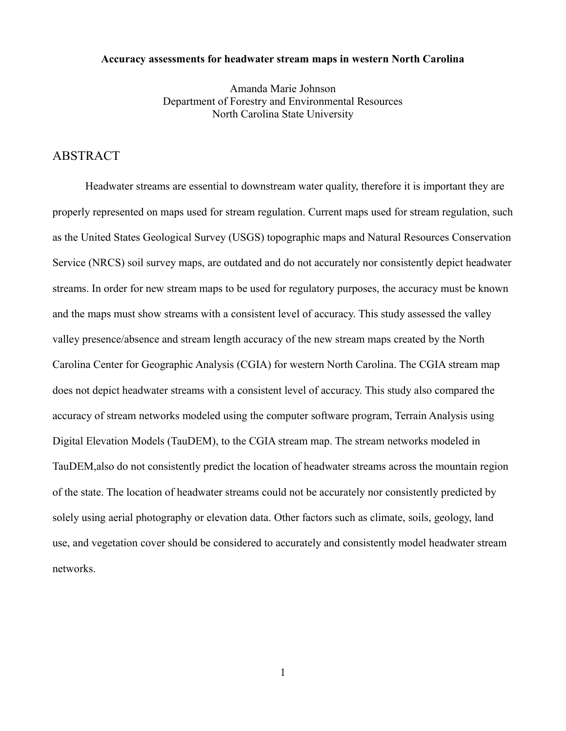**Accuracy assessments for headwater stream maps in western North Carolina**

Amanda Marie Johnson
Department of Forestry and Environmental Resources
North Carolina State University

# ABSTRACT

Headwater streams are essential to downstream water quality, therefore it is important they are properly represented on maps used for stream regulation. Current maps used for stream regulation, such as the United States Geological Survey (USGS) topographic maps and Natural Resources Conservation Service (NRCS) soil survey maps, are outdated and do not accurately nor consistently depict headwater streams. In order for new stream maps to be used for regulatory purposes, the accuracy must be known and the maps must show streams with a consistent level of accuracy. This study assessed the valley valley presence/absence and stream length accuracy of the new stream maps created by the North Carolina Center for Geographic Analysis (CGIA) for western North Carolina. The CGIA stream map does not depict headwater streams with a consistent level of accuracy. This study also compared the accuracy of stream networks modeled using the computer software program, Terrain Analysis using Digital Elevation Models (TauDEM), to the CGIA stream map. The stream networks modeled in TauDEM,also do not consistently predict the location of headwater streams across the mountain region of the state. The location of headwater streams could not be accurately nor consistently predicted by solely using aerial photography or elevation data. Other factors such as climate, soils, geology, land use, and vegetation cover should be considered to accurately and consistently model headwater stream networks.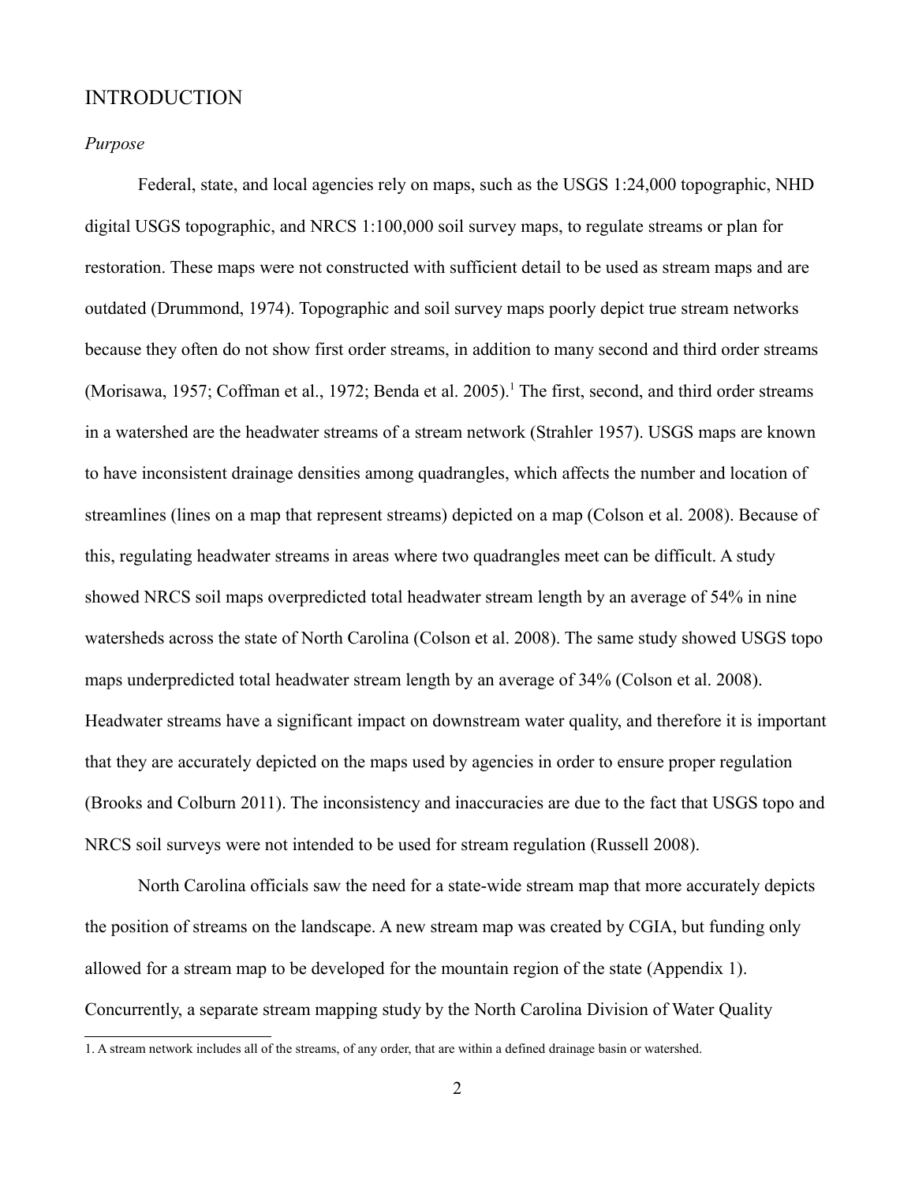# INTRODUCTION

## *Purpose*

Federal, state, and local agencies rely on maps, such as the USGS 1:24,000 topographic, NHD digital USGS topographic, and NRCS 1:100,000 soil survey maps, to regulate streams or plan for restoration. These maps were not constructed with sufficient detail to be used as stream maps and are outdated (Drummond, 1974). Topographic and soil survey maps poorly depict true stream networks because they often do not show first order streams, in addition to many second and third order streams (Morisawa, 1957; Coffman et al., 1972; Benda et al. 2005).[1] The first, second, and third order streams in a watershed are the headwater streams of a stream network (Strahler 1957). USGS maps are known to have inconsistent drainage densities among quadrangles, which affects the number and location of streamlines (lines on a map that represent streams) depicted on a map (Colson et al. 2008). Because of this, regulating headwater streams in areas where two quadrangles meet can be difficult. A study showed NRCS soil maps overpredicted total headwater stream length by an average of 54% in nine watersheds across the state of North Carolina (Colson et al. 2008). The same study showed USGS topo maps underpredicted total headwater stream length by an average of 34% (Colson et al. 2008). Headwater streams have a significant impact on downstream water quality, and therefore it is important that they are accurately depicted on the maps used by agencies in order to ensure proper regulation (Brooks and Colburn 2011). The inconsistency and inaccuracies are due to the fact that USGS topo and NRCS soil surveys were not intended to be used for stream regulation (Russell 2008).

North Carolina officials saw the need for a state-wide stream map that more accurately depicts the position of streams on the landscape. A new stream map was created by CGIA, but funding only allowed for a stream map to be developed for the mountain region of the state (Appendix 1). Concurrently, a separate stream mapping study by the North Carolina Division of Water Quality

1. A stream network includes all of the streams, of any order, that are within a defined drainage basin or watershed.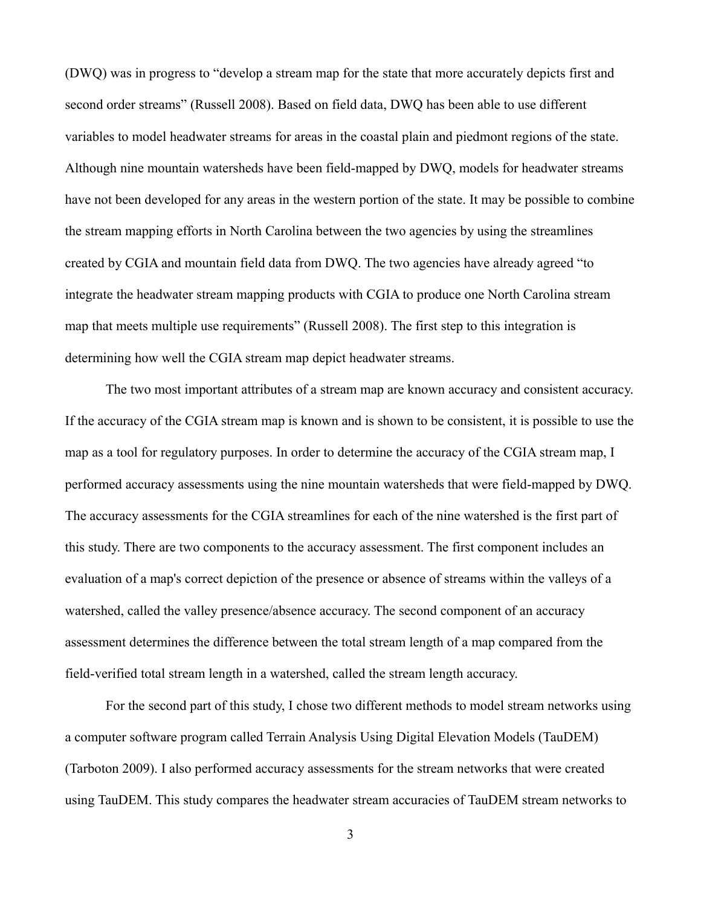(DWQ) was in progress to "develop a stream map for the state that more accurately depicts first and second order streams" (Russell 2008). Based on field data, DWQ has been able to use different variables to model headwater streams for areas in the coastal plain and piedmont regions of the state. Although nine mountain watersheds have been field-mapped by DWQ, models for headwater streams have not been developed for any areas in the western portion of the state. It may be possible to combine the stream mapping efforts in North Carolina between the two agencies by using the streamlines created by CGIA and mountain field data from DWQ. The two agencies have already agreed "to integrate the headwater stream mapping products with CGIA to produce one North Carolina stream map that meets multiple use requirements" (Russell 2008). The first step to this integration is determining how well the CGIA stream map depict headwater streams.

The two most important attributes of a stream map are known accuracy and consistent accuracy. If the accuracy of the CGIA stream map is known and is shown to be consistent, it is possible to use the map as a tool for regulatory purposes. In order to determine the accuracy of the CGIA stream map, I performed accuracy assessments using the nine mountain watersheds that were field-mapped by DWQ. The accuracy assessments for the CGIA streamlines for each of the nine watershed is the first part of this study. There are two components to the accuracy assessment. The first component includes an evaluation of a map's correct depiction of the presence or absence of streams within the valleys of a watershed, called the valley presence/absence accuracy. The second component of an accuracy assessment determines the difference between the total stream length of a map compared from the field-verified total stream length in a watershed, called the stream length accuracy.

For the second part of this study, I chose two different methods to model stream networks using a computer software program called Terrain Analysis Using Digital Elevation Models (TauDEM) (Tarboton 2009). I also performed accuracy assessments for the stream networks that were created using TauDEM. This study compares the headwater stream accuracies of TauDEM stream networks to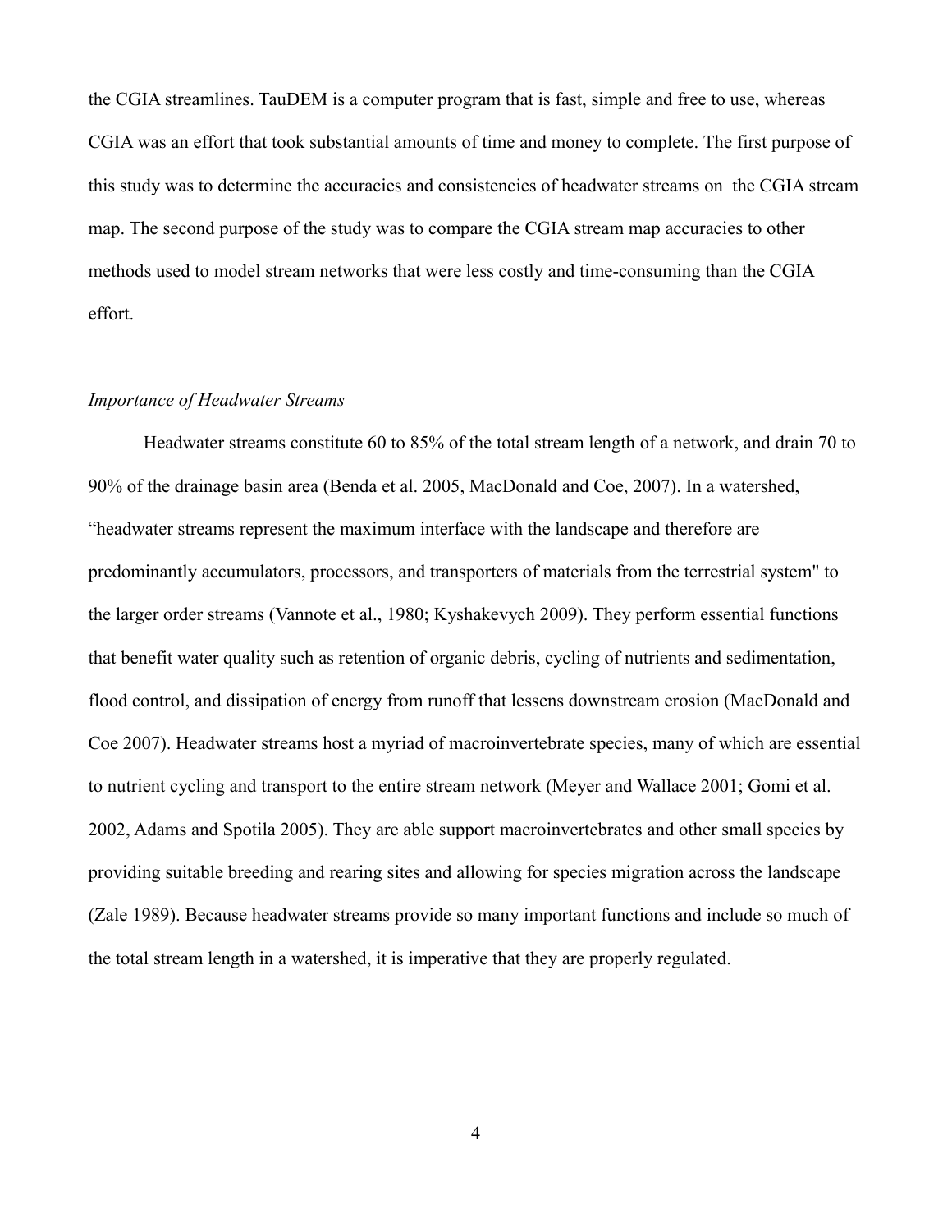the CGIA streamlines. TauDEM is a computer program that is fast, simple and free to use, whereas CGIA was an effort that took substantial amounts of time and money to complete. The first purpose of this study was to determine the accuracies and consistencies of headwater streams on  the CGIA stream map. The second purpose of the study was to compare the CGIA stream map accuracies to other methods used to model stream networks that were less costly and time-consuming than the CGIA effort.

*Importance of Headwater Streams*

Headwater streams constitute 60 to 85% of the total stream length of a network, and drain 70 to 90% of the drainage basin area (Benda et al. 2005, MacDonald and Coe, 2007). In a watershed, “headwater streams represent the maximum interface with the landscape and therefore are predominantly accumulators, processors, and transporters of materials from the terrestrial system" to the larger order streams (Vannote et al., 1980; Kyshakevych 2009). They perform essential functions that benefit water quality such as retention of organic debris, cycling of nutrients and sedimentation, flood control, and dissipation of energy from runoff that lessens downstream erosion (MacDonald and Coe 2007). Headwater streams host a myriad of macroinvertebrate species, many of which are essential to nutrient cycling and transport to the entire stream network (Meyer and Wallace 2001; Gomi et al. 2002, Adams and Spotila 2005). They are able support macroinvertebrates and other small species by providing suitable breeding and rearing sites and allowing for species migration across the landscape (Zale 1989). Because headwater streams provide so many important functions and include so much of the total stream length in a watershed, it is imperative that they are properly regulated.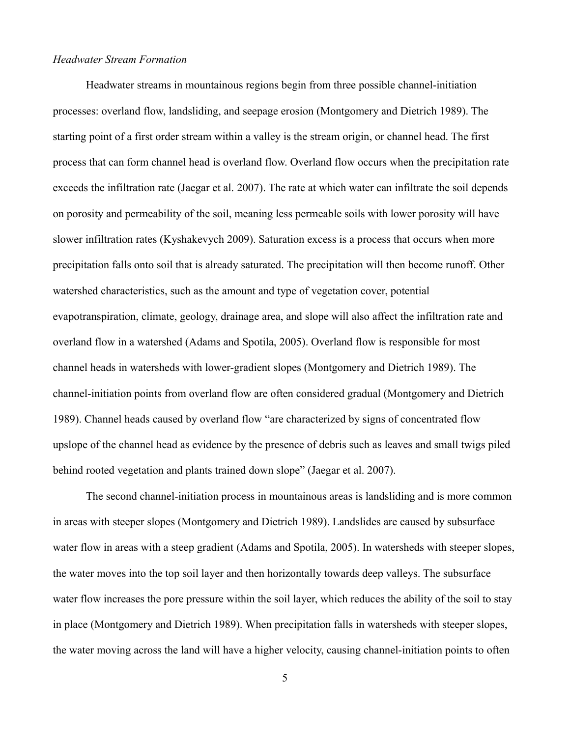*Headwater Stream Formation*

Headwater streams in mountainous regions begin from three possible channel-initiation processes: overland flow, landsliding, and seepage erosion (Montgomery and Dietrich 1989). The starting point of a first order stream within a valley is the stream origin, or channel head. The first process that can form channel head is overland flow. Overland flow occurs when the precipitation rate exceeds the infiltration rate (Jaegar et al. 2007). The rate at which water can infiltrate the soil depends on porosity and permeability of the soil, meaning less permeable soils with lower porosity will have slower infiltration rates (Kyshakevych 2009). Saturation excess is a process that occurs when more precipitation falls onto soil that is already saturated. The precipitation will then become runoff. Other watershed characteristics, such as the amount and type of vegetation cover, potential evapotranspiration, climate, geology, drainage area, and slope will also affect the infiltration rate and overland flow in a watershed (Adams and Spotila, 2005). Overland flow is responsible for most channel heads in watersheds with lower-gradient slopes (Montgomery and Dietrich 1989). The channel-initiation points from overland flow are often considered gradual (Montgomery and Dietrich 1989). Channel heads caused by overland flow "are characterized by signs of concentrated flow upslope of the channel head as evidence by the presence of debris such as leaves and small twigs piled behind rooted vegetation and plants trained down slope" (Jaegar et al. 2007).

The second channel-initiation process in mountainous areas is landsliding and is more common in areas with steeper slopes (Montgomery and Dietrich 1989). Landslides are caused by subsurface water flow in areas with a steep gradient (Adams and Spotila, 2005). In watersheds with steeper slopes, the water moves into the top soil layer and then horizontally towards deep valleys. The subsurface water flow increases the pore pressure within the soil layer, which reduces the ability of the soil to stay in place (Montgomery and Dietrich 1989). When precipitation falls in watersheds with steeper slopes, the water moving across the land will have a higher velocity, causing channel-initiation points to often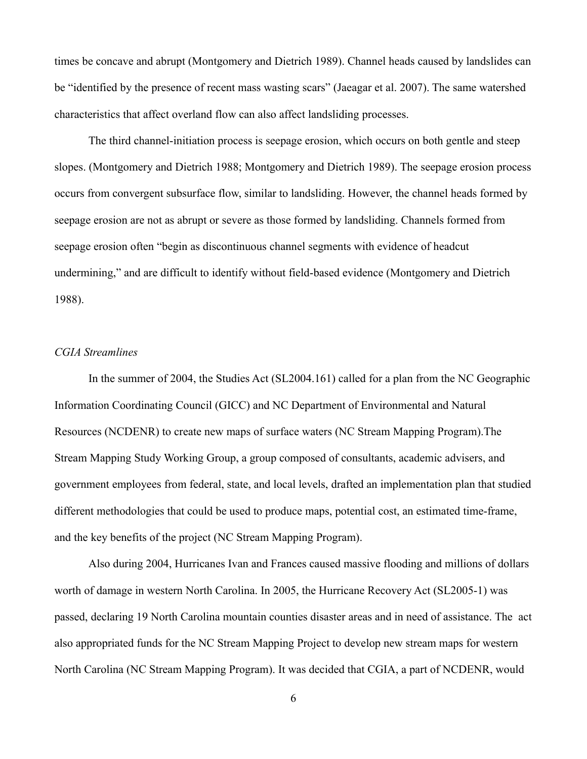times be concave and abrupt (Montgomery and Dietrich 1989). Channel heads caused by landslides can be "identified by the presence of recent mass wasting scars" (Jaeagar et al. 2007). The same watershed characteristics that affect overland flow can also affect landsliding processes.

The third channel-initiation process is seepage erosion, which occurs on both gentle and steep slopes. (Montgomery and Dietrich 1988; Montgomery and Dietrich 1989). The seepage erosion process occurs from convergent subsurface flow, similar to landsliding. However, the channel heads formed by seepage erosion are not as abrupt or severe as those formed by landsliding. Channels formed from seepage erosion often "begin as discontinuous channel segments with evidence of headcut undermining," and are difficult to identify without field-based evidence (Montgomery and Dietrich 1988).

*CGIA Streamlines*

In the summer of 2004, the Studies Act (SL2004.161) called for a plan from the NC Geographic Information Coordinating Council (GICC) and NC Department of Environmental and Natural Resources (NCDENR) to create new maps of surface waters (NC Stream Mapping Program).The Stream Mapping Study Working Group, a group composed of consultants, academic advisers, and government employees from federal, state, and local levels, drafted an implementation plan that studied different methodologies that could be used to produce maps, potential cost, an estimated time-frame, and the key benefits of the project (NC Stream Mapping Program).

Also during 2004, Hurricanes Ivan and Frances caused massive flooding and millions of dollars worth of damage in western North Carolina. In 2005, the Hurricane Recovery Act (SL2005-1) was passed, declaring 19 North Carolina mountain counties disaster areas and in need of assistance. The act also appropriated funds for the NC Stream Mapping Project to develop new stream maps for western North Carolina (NC Stream Mapping Program). It was decided that CGIA, a part of NCDENR, would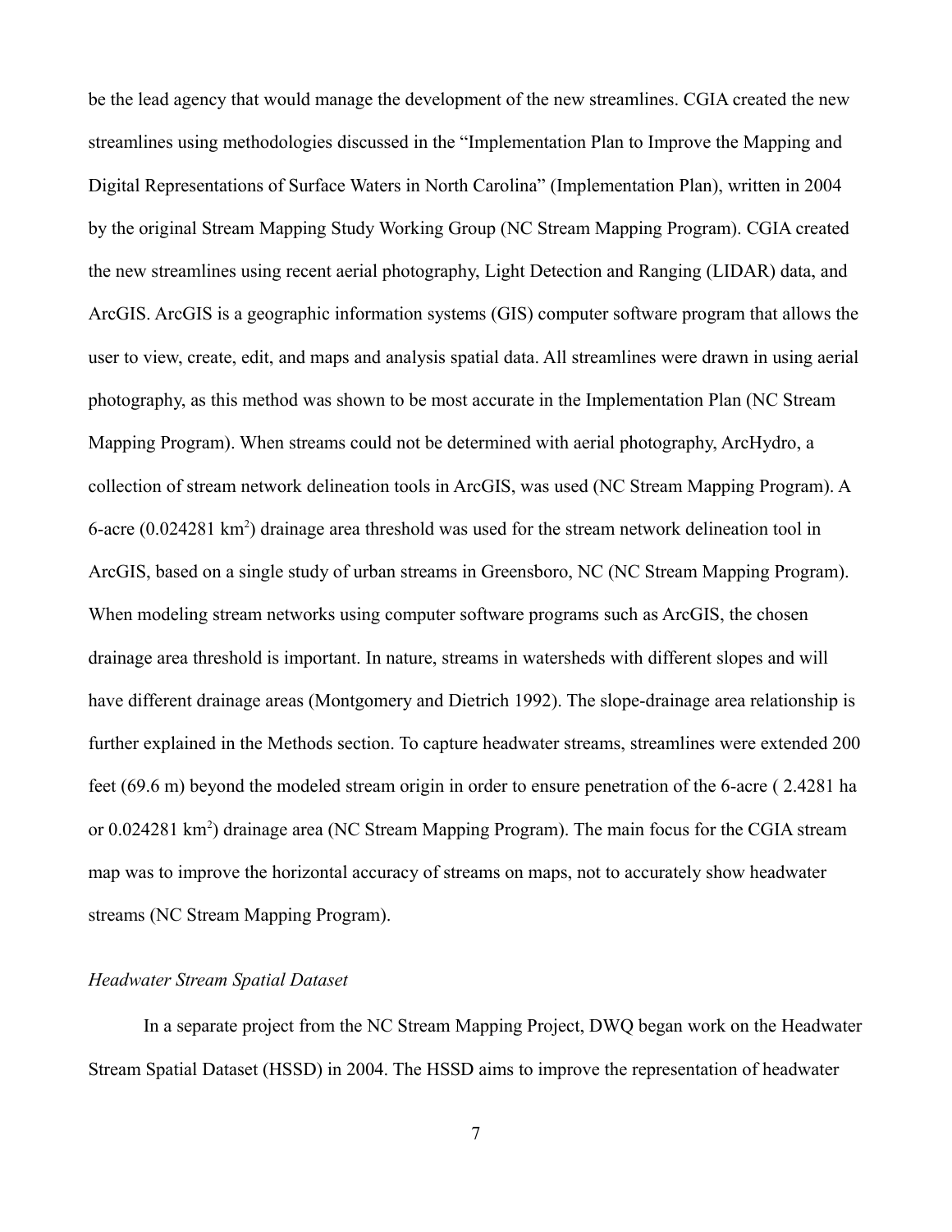be the lead agency that would manage the development of the new streamlines. CGIA created the new streamlines using methodologies discussed in the "Implementation Plan to Improve the Mapping and Digital Representations of Surface Waters in North Carolina" (Implementation Plan), written in 2004 by the original Stream Mapping Study Working Group (NC Stream Mapping Program). CGIA created the new streamlines using recent aerial photography, Light Detection and Ranging (LIDAR) data, and ArcGIS. ArcGIS is a geographic information systems (GIS) computer software program that allows the user to view, create, edit, and maps and analysis spatial data. All streamlines were drawn in using aerial photography, as this method was shown to be most accurate in the Implementation Plan (NC Stream Mapping Program). When streams could not be determined with aerial photography, ArcHydro, a collection of stream network delineation tools in ArcGIS, was used (NC Stream Mapping Program). A 6-acre (0.024281 $km^2$) drainage area threshold was used for the stream network delineation tool in ArcGIS, based on a single study of urban streams in Greensboro, NC (NC Stream Mapping Program). When modeling stream networks using computer software programs such as ArcGIS, the chosen drainage area threshold is important. In nature, streams in watersheds with different slopes and will have different drainage areas (Montgomery and Dietrich 1992). The slope-drainage area relationship is further explained in the Methods section. To capture headwater streams, streamlines were extended 200 feet (69.6 m) beyond the modeled stream origin in order to ensure penetration of the 6-acre ( 2.4281 ha or 0.024281 $km^2$) drainage area (NC Stream Mapping Program). The main focus for the CGIA stream map was to improve the horizontal accuracy of streams on maps, not to accurately show headwater streams (NC Stream Mapping Program).

### *Headwater Stream Spatial Dataset*

In a separate project from the NC Stream Mapping Project, DWQ began work on the Headwater Stream Spatial Dataset (HSSD) in 2004. The HSSD aims to improve the representation of headwater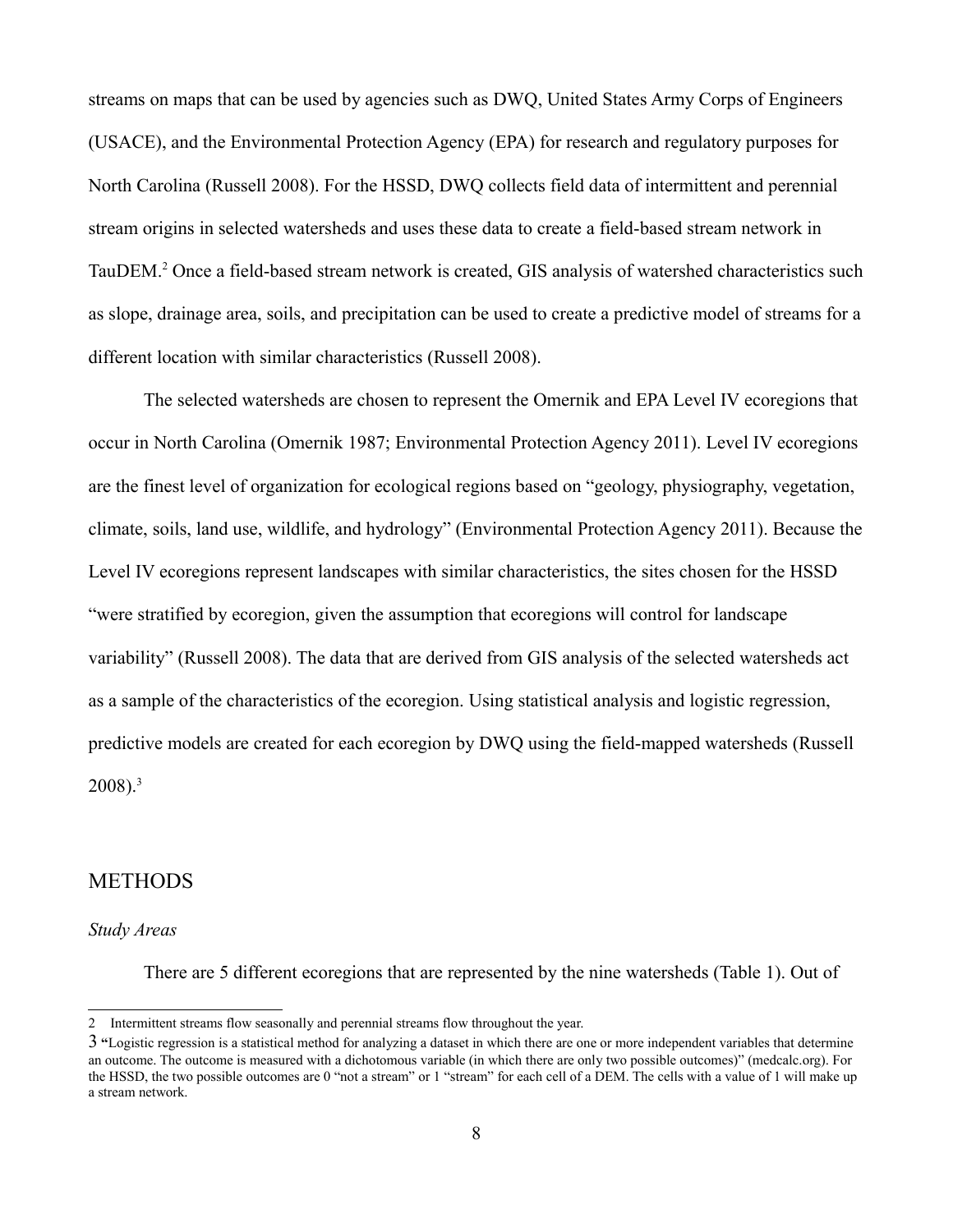streams on maps that can be used by agencies such as DWQ, United States Army Corps of Engineers (USACE), and the Environmental Protection Agency (EPA) for research and regulatory purposes for North Carolina (Russell 2008). For the HSSD, DWQ collects field data of intermittent and perennial stream origins in selected watersheds and uses these data to create a field-based stream network in TauDEM.[2] Once a field-based stream network is created, GIS analysis of watershed characteristics such as slope, drainage area, soils, and precipitation can be used to create a predictive model of streams for a different location with similar characteristics (Russell 2008).

The selected watersheds are chosen to represent the Omernik and EPA Level IV ecoregions that occur in North Carolina (Omernik 1987; Environmental Protection Agency 2011). Level IV ecoregions are the finest level of organization for ecological regions based on "geology, physiography, vegetation, climate, soils, land use, wildlife, and hydrology" (Environmental Protection Agency 2011). Because the Level IV ecoregions represent landscapes with similar characteristics, the sites chosen for the HSSD "were stratified by ecoregion, given the assumption that ecoregions will control for landscape variability" (Russell 2008). The data that are derived from GIS analysis of the selected watersheds act as a sample of the characteristics of the ecoregion. Using statistical analysis and logistic regression, predictive models are created for each ecoregion by DWQ using the field-mapped watersheds (Russell 2008).[3]

## METHODS

### *Study Areas*

There are 5 different ecoregions that are represented by the nine watersheds (Table 1). Out of

---

[2] Intermittent streams flow seasonally and perennial streams flow throughout the year.

[3] "Logistic regression is a statistical method for analyzing a dataset in which there are one or more independent variables that determine an outcome. The outcome is measured with a dichotomous variable (in which there are only two possible outcomes)" (medcalc.org). For the HSSD, the two possible outcomes are 0 "not a stream" or 1 "stream" for each cell of a DEM. The cells with a value of 1 will make up a stream network.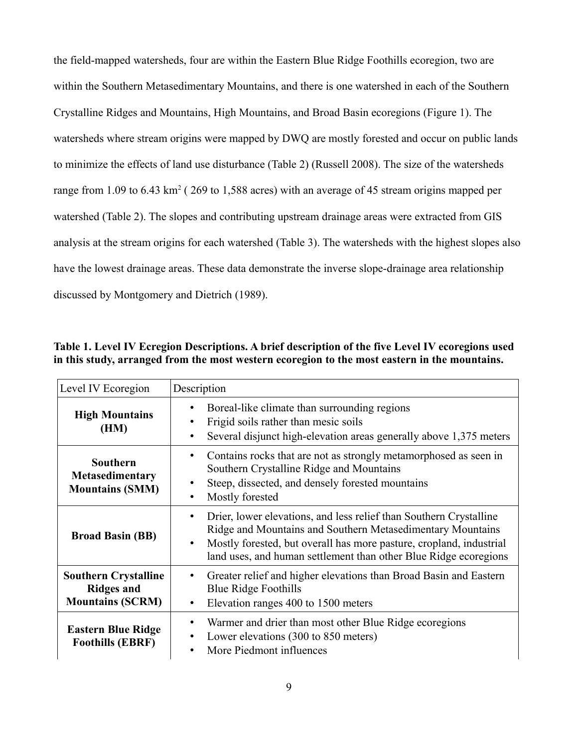the field-mapped watersheds, four are within the Eastern Blue Ridge Foothills ecoregion, two are within the Southern Metasedimentary Mountains, and there is one watershed in each of the Southern Crystalline Ridges and Mountains, High Mountains, and Broad Basin ecoregions (Figure 1). The watersheds where stream origins were mapped by DWQ are mostly forested and occur on public lands to minimize the effects of land use disturbance (Table 2) (Russell 2008). The size of the watersheds range from 1.09 to 6.43 km$^2$ ( 269 to 1,588 acres) with an average of 45 stream origins mapped per watershed (Table 2). The slopes and contributing upstream drainage areas were extracted from GIS analysis at the stream origins for each watershed (Table 3). The watersheds with the highest slopes also have the lowest drainage areas. These data demonstrate the inverse slope-drainage area relationship discussed by Montgomery and Dietrich (1989).

**Table 1. Level IV Ecregion Descriptions. A brief description of the five Level IV ecoregions used in this study, arranged from the most western ecoregion to the most eastern in the mountains.**

| Level IV Ecoregion | Description |
|---|---|
| **High Mountains (HM)** | • Boreal-like climate than surrounding regions<br>• Frigid soils rather than mesic soils<br>• Several disjunct high-elevation areas generally above 1,375 meters |
| **Southern Metasedimentary Mountains (SMM)** | • Contains rocks that are not as strongly metamorphosed as seen in Southern Crystalline Ridge and Mountains<br>• Steep, dissected, and densely forested mountains<br>• Mostly forested |
| **Broad Basin (BB)** | • Drier, lower elevations, and less relief than Southern Crystalline Ridge and Mountains and Southern Metasedimentary Mountains<br>• Mostly forested, but overall has more pasture, cropland, industrial land uses, and human settlement than other Blue Ridge ecoregions |
| **Southern Crystalline Ridges and Mountains (SCRM)** | • Greater relief and higher elevations than Broad Basin and Eastern Blue Ridge Foothills<br>• Elevation ranges 400 to 1500 meters |
| **Eastern Blue Ridge Foothills (EBRF)** | • Warmer and drier than most other Blue Ridge ecoregions<br>• Lower elevations (300 to 850 meters)<br>• More Piedmont influences |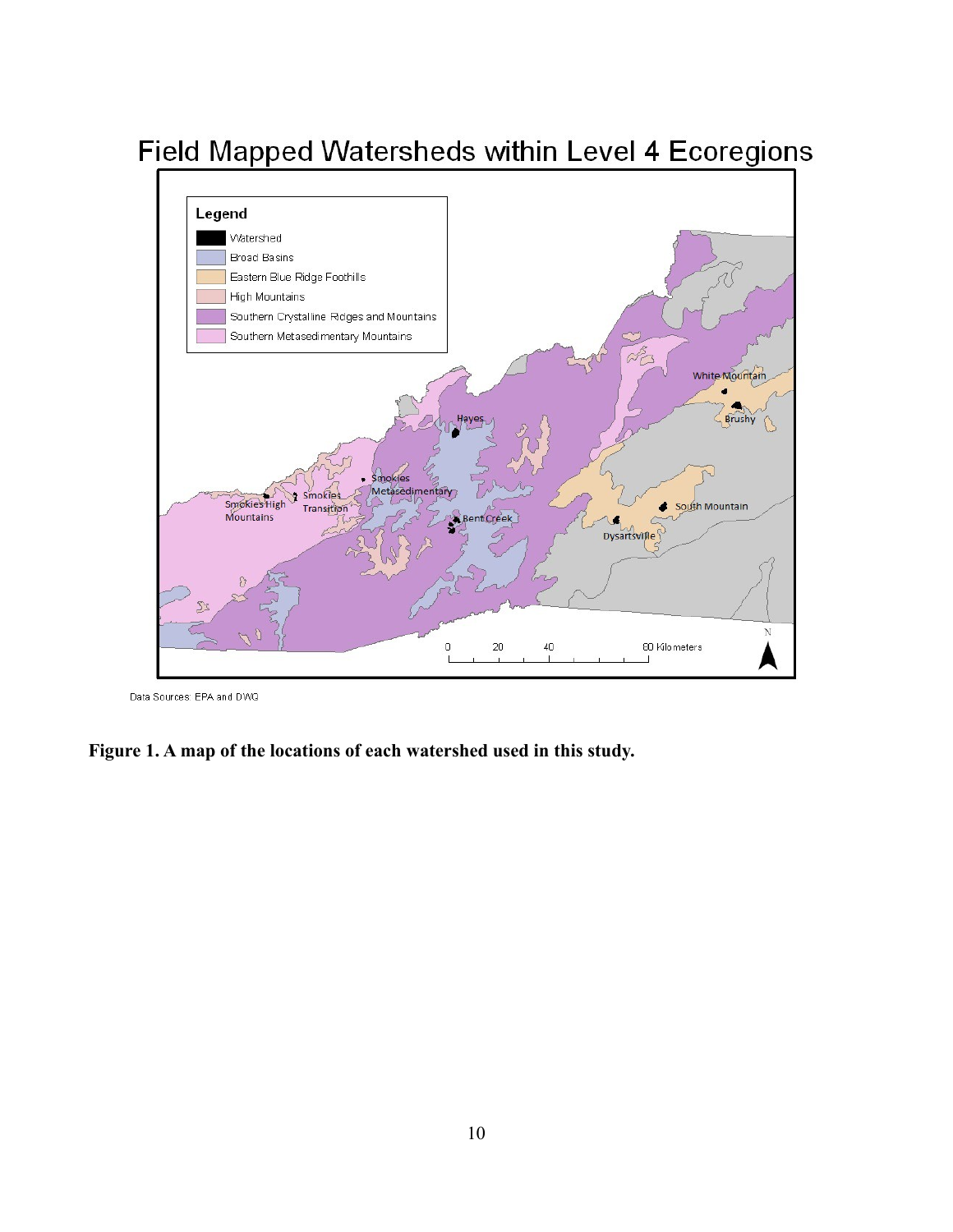**Figure 1. A map of the locations of each watershed used in this study.**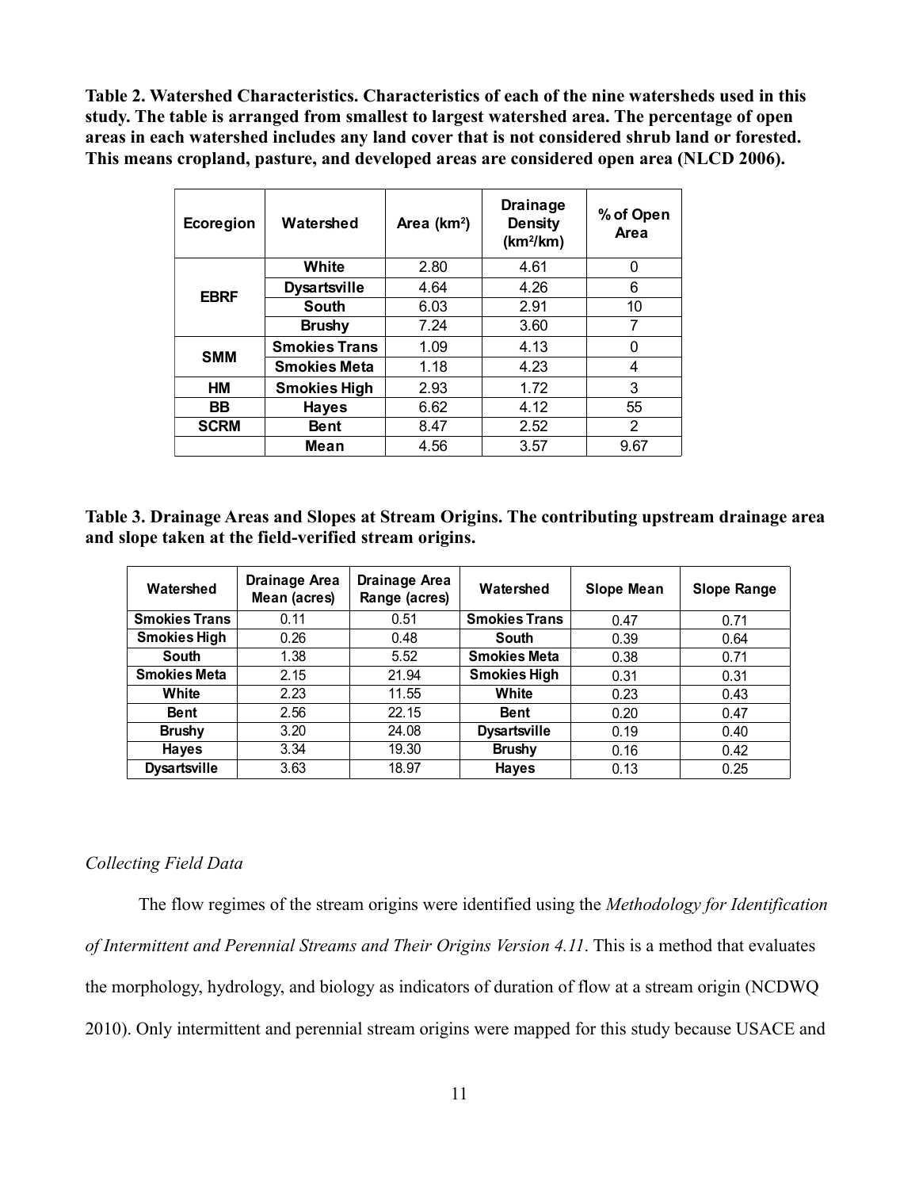**Table 2. Watershed Characteristics. Characteristics of each of the nine watersheds used in this study. The table is arranged from smallest to largest watershed area. The percentage of open areas in each watershed includes any land cover that is not considered shrub land or forested. This means cropland, pasture, and developed areas are considered open area (NLCD 2006).**

| Ecoregion | Watershed | Area ($km^2$) | Drainage Density ($km^2/km$) | % of Open Area |
|---|---|---|---|---|
| EBRF | White | 2.80 | 4.61 | 0 |
| | Dysartsville | 4.64 | 4.26 | 6 |
| | South | 6.03 | 2.91 | 10 |
| | Brushy | 7.24 | 3.60 | 7 |
| SMM | Smokies Trans | 1.09 | 4.13 | 0 |
| | Smokies Meta | 1.18 | 4.23 | 4 |
| HM | Smokies High | 2.93 | 1.72 | 3 |
| BB | Hayes | 6.62 | 4.12 | 55 |
| SCRM | Bent | 8.47 | 2.52 | 2 |
| | Mean | 4.56 | 3.57 | 9.67 |

**Table 3. Drainage Areas and Slopes at Stream Origins. The contributing upstream drainage area and slope taken at the field-verified stream origins.**

| Watershed | Drainage Area Mean (acres) | Drainage Area Range (acres) | Watershed | Slope Mean | Slope Range |
|---|---|---|---|---|---|
| Smokies Trans | 0.11 | 0.51 | Smokies Trans | 0.47 | 0.71 |
| Smokies High | 0.26 | 0.48 | South | 0.39 | 0.64 |
| South | 1.38 | 5.52 | Smokies Meta | 0.38 | 0.71 |
| Smokies Meta | 2.15 | 21.94 | Smokies High | 0.31 | 0.31 |
| White | 2.23 | 11.55 | White | 0.23 | 0.43 |
| Bent | 2.56 | 22.15 | Bent | 0.20 | 0.47 |
| Brushy | 3.20 | 24.08 | Dysartsville | 0.19 | 0.40 |
| Hayes | 3.34 | 19.30 | Brushy | 0.16 | 0.42 |
| Dysartsville | 3.63 | 18.97 | Hayes | 0.13 | 0.25 |

### *Collecting Field Data*

The flow regimes of the stream origins were identified using the *Methodology for Identification of Intermittent and Perennial Streams and Their Origins Version 4.11*. This is a method that evaluates the morphology, hydrology, and biology as indicators of duration of flow at a stream origin (NCDWQ 2010). Only intermittent and perennial stream origins were mapped for this study because USACE and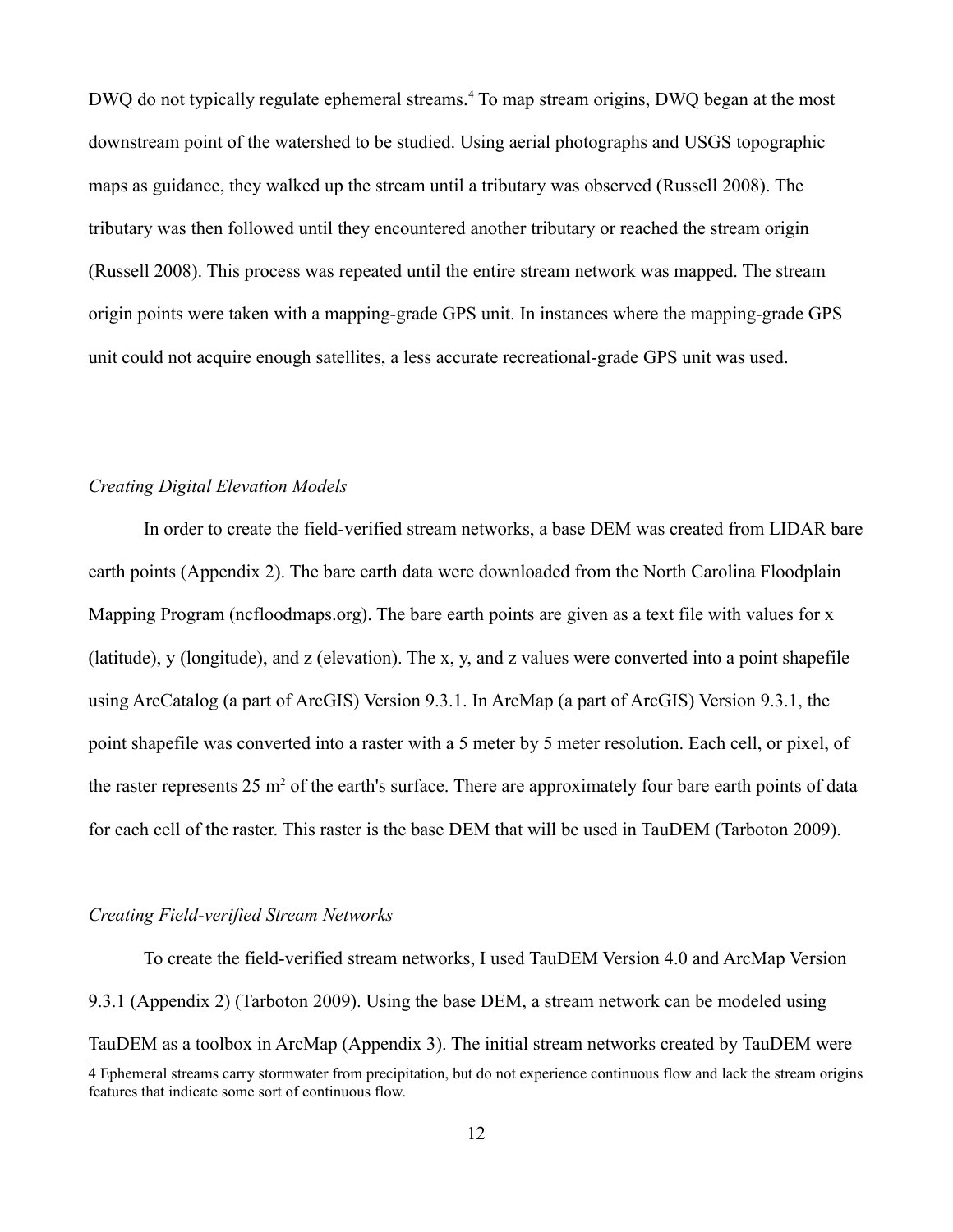DWQ do not typically regulate ephemeral streams.[4] To map stream origins, DWQ began at the most downstream point of the watershed to be studied. Using aerial photographs and USGS topographic maps as guidance, they walked up the stream until a tributary was observed (Russell 2008). The tributary was then followed until they encountered another tributary or reached the stream origin (Russell 2008). This process was repeated until the entire stream network was mapped. The stream origin points were taken with a mapping-grade GPS unit. In instances where the mapping-grade GPS unit could not acquire enough satellites, a less accurate recreational-grade GPS unit was used.

*Creating Digital Elevation Models*

In order to create the field-verified stream networks, a base DEM was created from LIDAR bare earth points (Appendix 2). The bare earth data were downloaded from the North Carolina Floodplain Mapping Program (ncfloodmaps.org). The bare earth points are given as a text file with values for x (latitude), y (longitude), and z (elevation). The x, y, and z values were converted into a point shapefile using ArcCatalog (a part of ArcGIS) Version 9.3.1. In ArcMap (a part of ArcGIS) Version 9.3.1, the point shapefile was converted into a raster with a 5 meter by 5 meter resolution. Each cell, or pixel, of the raster represents 25 $m^2$ of the earth's surface. There are approximately four bare earth points of data for each cell of the raster. This raster is the base DEM that will be used in TauDEM (Tarboton 2009).

*Creating Field-verified Stream Networks*

To create the field-verified stream networks, I used TauDEM Version 4.0 and ArcMap Version 9.3.1 (Appendix 2) (Tarboton 2009). Using the base DEM, a stream network can be modeled using TauDEM as a toolbox in ArcMap (Appendix 3). The initial stream networks created by TauDEM were

4 Ephemeral streams carry stormwater from precipitation, but do not experience continuous flow and lack the stream origins features that indicate some sort of continuous flow.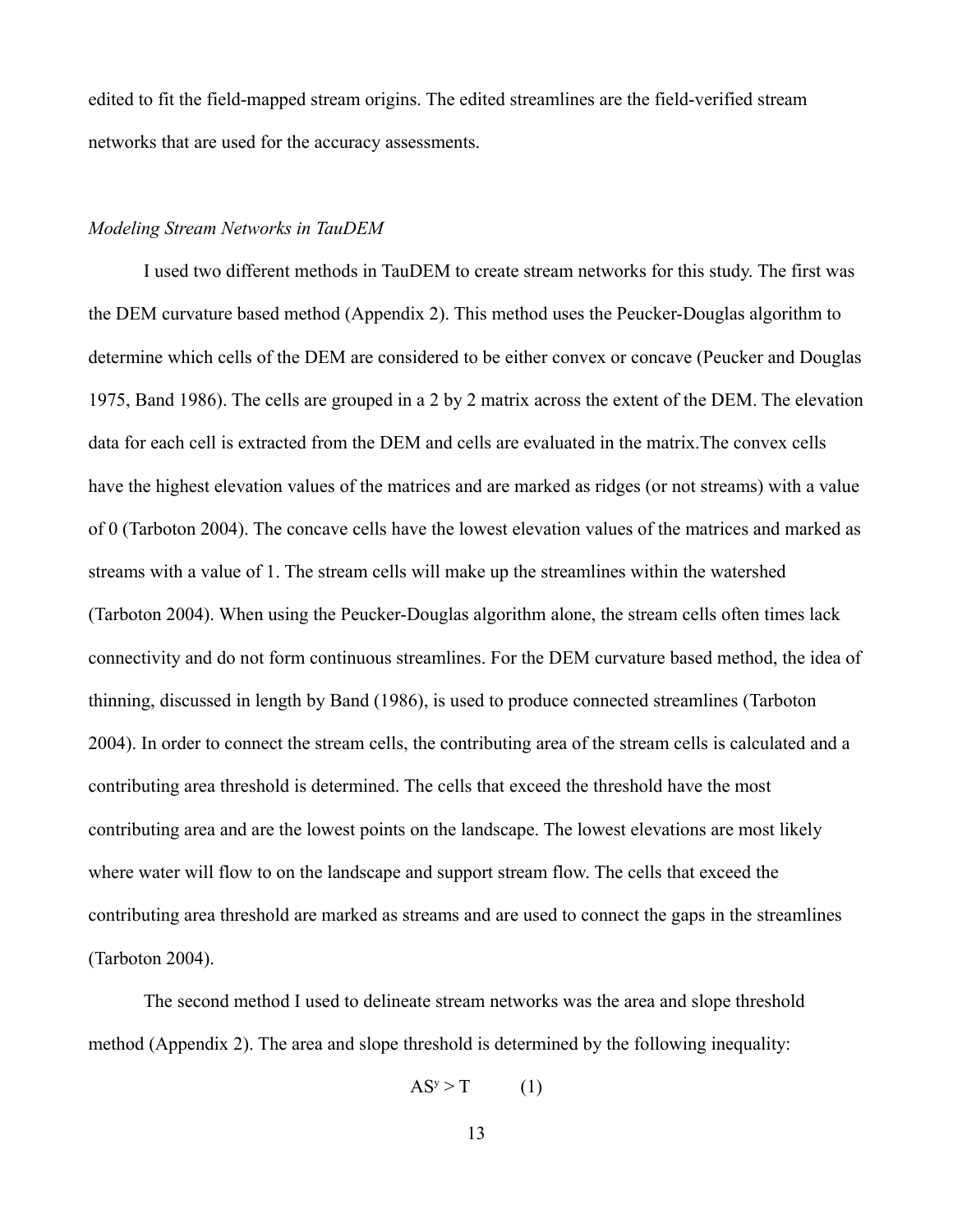edited to fit the field-mapped stream origins. The edited streamlines are the field-verified stream networks that are used for the accuracy assessments.

*Modeling Stream Networks in TauDEM*

I used two different methods in TauDEM to create stream networks for this study. The first was the DEM curvature based method (Appendix 2). This method uses the Peucker-Douglas algorithm to determine which cells of the DEM are considered to be either convex or concave (Peucker and Douglas 1975, Band 1986). The cells are grouped in a 2 by 2 matrix across the extent of the DEM. The elevation data for each cell is extracted from the DEM and cells are evaluated in the matrix.The convex cells have the highest elevation values of the matrices and are marked as ridges (or not streams) with a value of 0 (Tarboton 2004). The concave cells have the lowest elevation values of the matrices and marked as streams with a value of 1. The stream cells will make up the streamlines within the watershed (Tarboton 2004). When using the Peucker-Douglas algorithm alone, the stream cells often times lack connectivity and do not form continuous streamlines. For the DEM curvature based method, the idea of thinning, discussed in length by Band (1986), is used to produce connected streamlines (Tarboton 2004). In order to connect the stream cells, the contributing area of the stream cells is calculated and a contributing area threshold is determined. The cells that exceed the threshold have the most contributing area and are the lowest points on the landscape. The lowest elevations are most likely where water will flow to on the landscape and support stream flow. The cells that exceed the contributing area threshold are marked as streams and are used to connect the gaps in the streamlines (Tarboton 2004).

The second method I used to delineate stream networks was the area and slope threshold method (Appendix 2). The area and slope threshold is determined by the following inequality:

$$AS^{y} > T \qquad (1)$$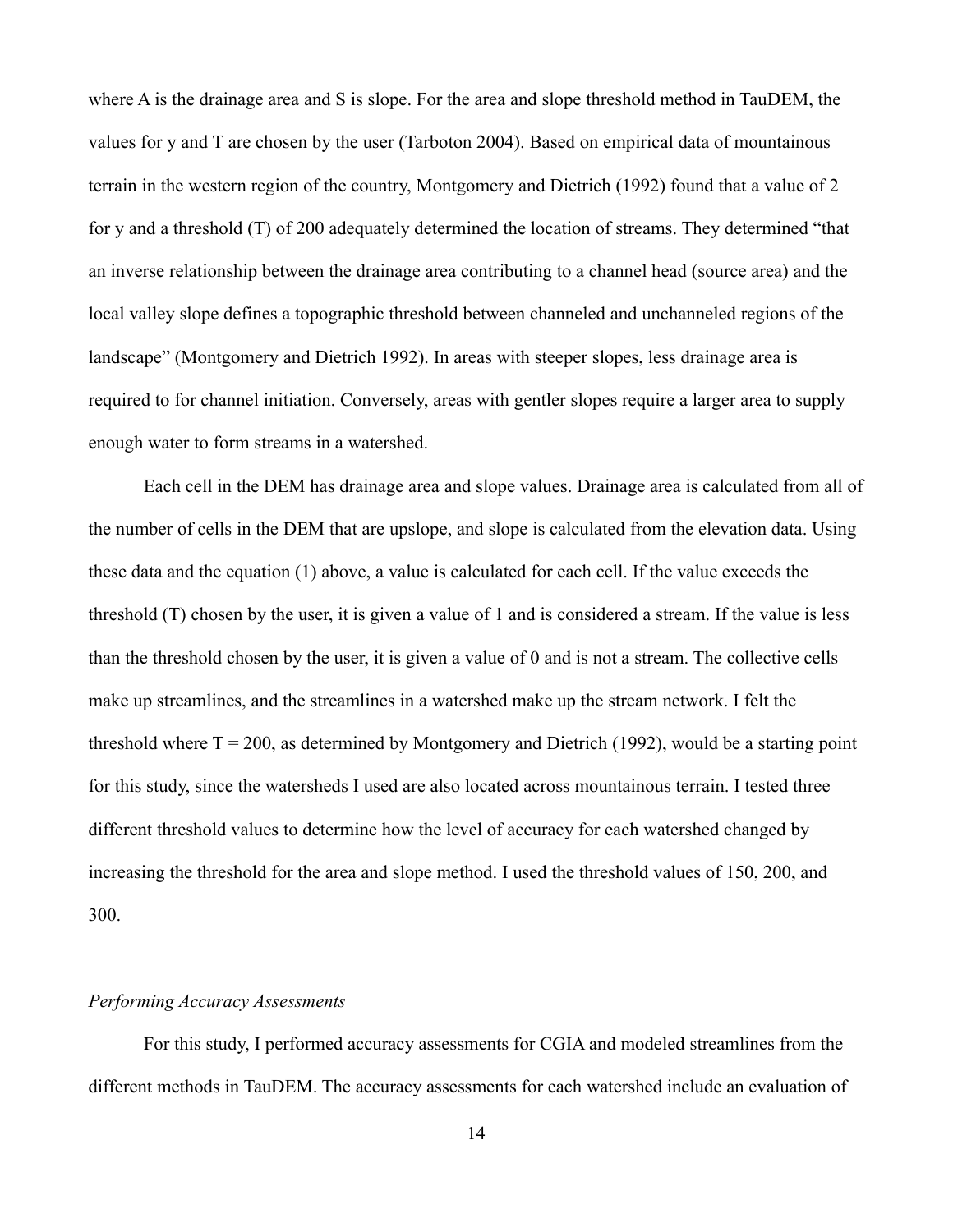where A is the drainage area and S is slope. For the area and slope threshold method in TauDEM, the values for y and T are chosen by the user (Tarboton 2004). Based on empirical data of mountainous terrain in the western region of the country, Montgomery and Dietrich (1992) found that a value of 2 for y and a threshold (T) of 200 adequately determined the location of streams. They determined "that an inverse relationship between the drainage area contributing to a channel head (source area) and the local valley slope defines a topographic threshold between channeled and unchanneled regions of the landscape" (Montgomery and Dietrich 1992). In areas with steeper slopes, less drainage area is required to for channel initiation. Conversely, areas with gentler slopes require a larger area to supply enough water to form streams in a watershed.

Each cell in the DEM has drainage area and slope values. Drainage area is calculated from all of the number of cells in the DEM that are upslope, and slope is calculated from the elevation data. Using these data and the equation (1) above, a value is calculated for each cell. If the value exceeds the threshold (T) chosen by the user, it is given a value of 1 and is considered a stream. If the value is less than the threshold chosen by the user, it is given a value of 0 and is not a stream. The collective cells make up streamlines, and the streamlines in a watershed make up the stream network. I felt the threshold where T = 200, as determined by Montgomery and Dietrich (1992), would be a starting point for this study, since the watersheds I used are also located across mountainous terrain. I tested three different threshold values to determine how the level of accuracy for each watershed changed by increasing the threshold for the area and slope method. I used the threshold values of 150, 200, and 300.

*Performing Accuracy Assessments*

For this study, I performed accuracy assessments for CGIA and modeled streamlines from the different methods in TauDEM. The accuracy assessments for each watershed include an evaluation of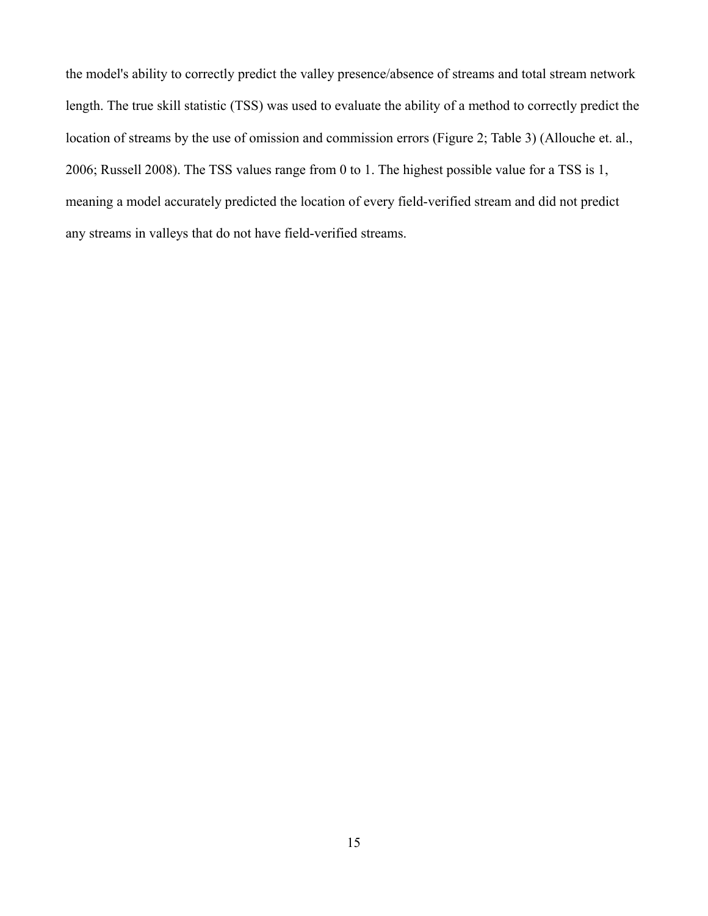the model's ability to correctly predict the valley presence/absence of streams and total stream network length. The true skill statistic (TSS) was used to evaluate the ability of a method to correctly predict the location of streams by the use of omission and commission errors (Figure 2; Table 3) (Allouche et. al., 2006; Russell 2008). The TSS values range from 0 to 1. The highest possible value for a TSS is 1, meaning a model accurately predicted the location of every field-verified stream and did not predict any streams in valleys that do not have field-verified streams.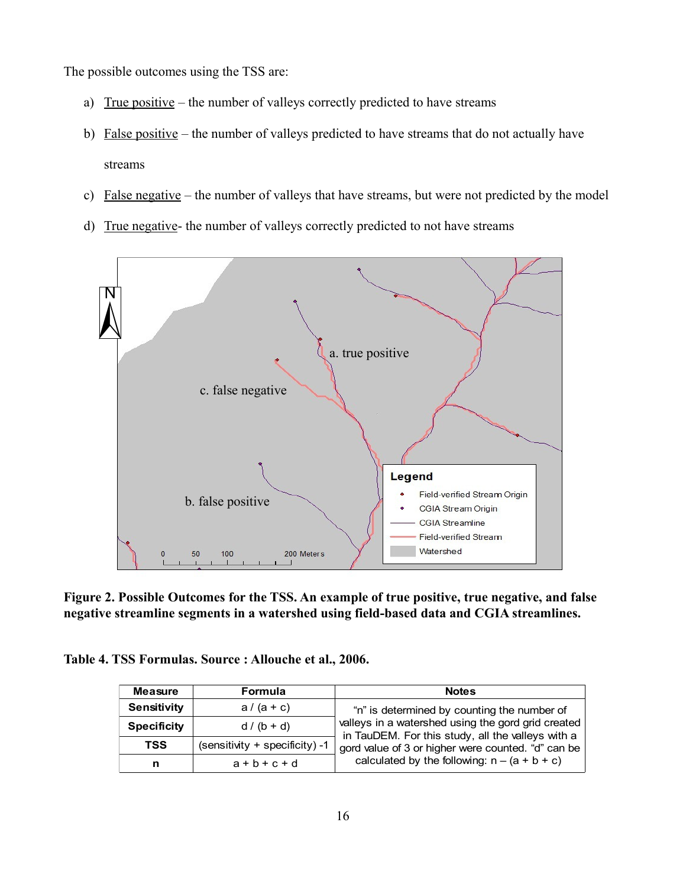The possible outcomes using the TSS are:

a) True positive – the number of valleys correctly predicted to have streams

b) False positive – the number of valleys predicted to have streams that do not actually have streams

c) False negative – the number of valleys that have streams, but were not predicted by the model

d) True negative- the number of valleys correctly predicted to not have streams

**Figure 2. Possible Outcomes for the TSS. An example of true positive, true negative, and false negative streamline segments in a watershed using field-based data and CGIA streamlines.**

**Table 4. TSS Formulas. Source : Allouche et al., 2006.**

| Measure | Formula | Notes |
|---|---|---|
| **Sensitivity** | a / (a + c) | "n" is determined by counting the number of valleys in a watershed using the gord grid created in TauDEM. For this study, all the valleys with a gord value of 3 or higher were counted. "d" can be calculated by the following: n – (a + b + c) |
| **Specificity** | d / (b + d) | |
| **TSS** | (sensitivity + specificity) -1 | |
| **n** | a + b + c + d | |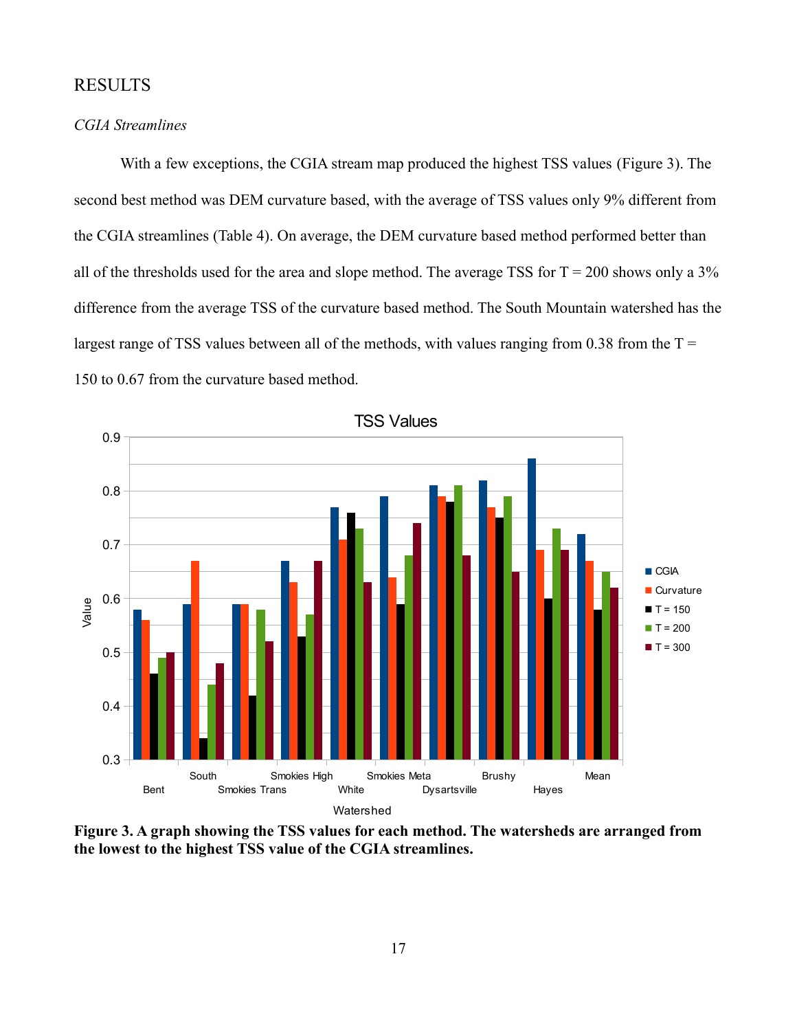## RESULTS

### *CGIA Streamlines*

With a few exceptions, the CGIA stream map produced the highest TSS values (Figure 3). The second best method was DEM curvature based, with the average of TSS values only 9% different from the CGIA streamlines (Table 4). On average, the DEM curvature based method performed better than all of the thresholds used for the area and slope method. The average TSS for T = 200 shows only a 3% difference from the average TSS of the curvature based method. The South Mountain watershed has the largest range of TSS values between all of the methods, with values ranging from 0.38 from the T = 150 to 0.67 from the curvature based method.

**Figure 3. A graph showing the TSS values for each method. The watersheds are arranged from the lowest to the highest TSS value of the CGIA streamlines.**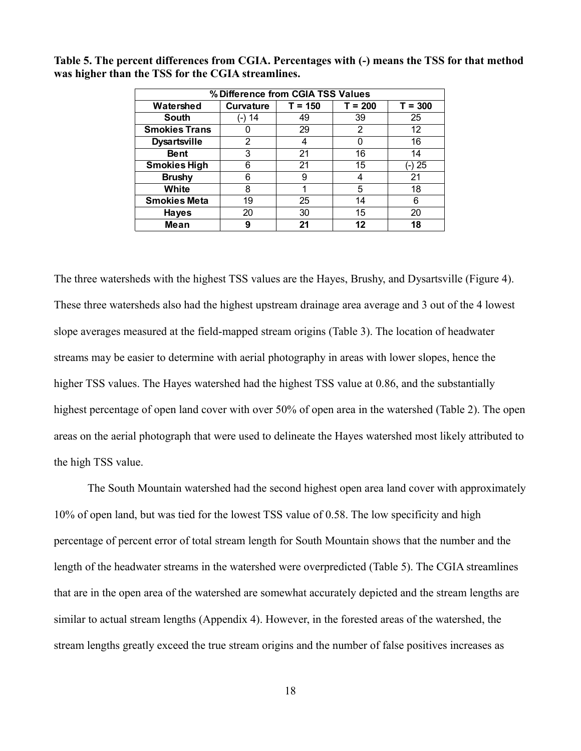**Table 5. The percent differences from CGIA. Percentages with (-) means the TSS for that method was higher than the TSS for the CGIA streamlines.**

| % Difference from CGIA TSS Values | | | | |
|---|---|---|---|---|
| **Watershed** | **Curvature** | **T = 150** | **T = 200** | **T = 300** |
| **South** | (-) 14 | 49 | 39 | 25 |
| **Smokies Trans** | 0 | 29 | 2 | 12 |
| **Dysartsville** | 2 | 4 | 0 | 16 |
| **Bent** | 3 | 21 | 16 | 14 |
| **Smokies High** | 6 | 21 | 15 | (-) 25 |
| **Brushy** | 6 | 9 | 4 | 21 |
| **White** | 8 | 1 | 5 | 18 |
| **Smokies Meta** | 19 | 25 | 14 | 6 |
| **Hayes** | 20 | 30 | 15 | 20 |
| **Mean** | **9** | **21** | **12** | **18** |

The three watersheds with the highest TSS values are the Hayes, Brushy, and Dysartsville (Figure 4). These three watersheds also had the highest upstream drainage area average and 3 out of the 4 lowest slope averages measured at the field-mapped stream origins (Table 3). The location of headwater streams may be easier to determine with aerial photography in areas with lower slopes, hence the higher TSS values. The Hayes watershed had the highest TSS value at 0.86, and the substantially highest percentage of open land cover with over 50% of open area in the watershed (Table 2). The open areas on the aerial photograph that were used to delineate the Hayes watershed most likely attributed to the high TSS value.

The South Mountain watershed had the second highest open area land cover with approximately 10% of open land, but was tied for the lowest TSS value of 0.58. The low specificity and high percentage of percent error of total stream length for South Mountain shows that the number and the length of the headwater streams in the watershed were overpredicted (Table 5). The CGIA streamlines that are in the open area of the watershed are somewhat accurately depicted and the stream lengths are similar to actual stream lengths (Appendix 4). However, in the forested areas of the watershed, the stream lengths greatly exceed the true stream origins and the number of false positives increases as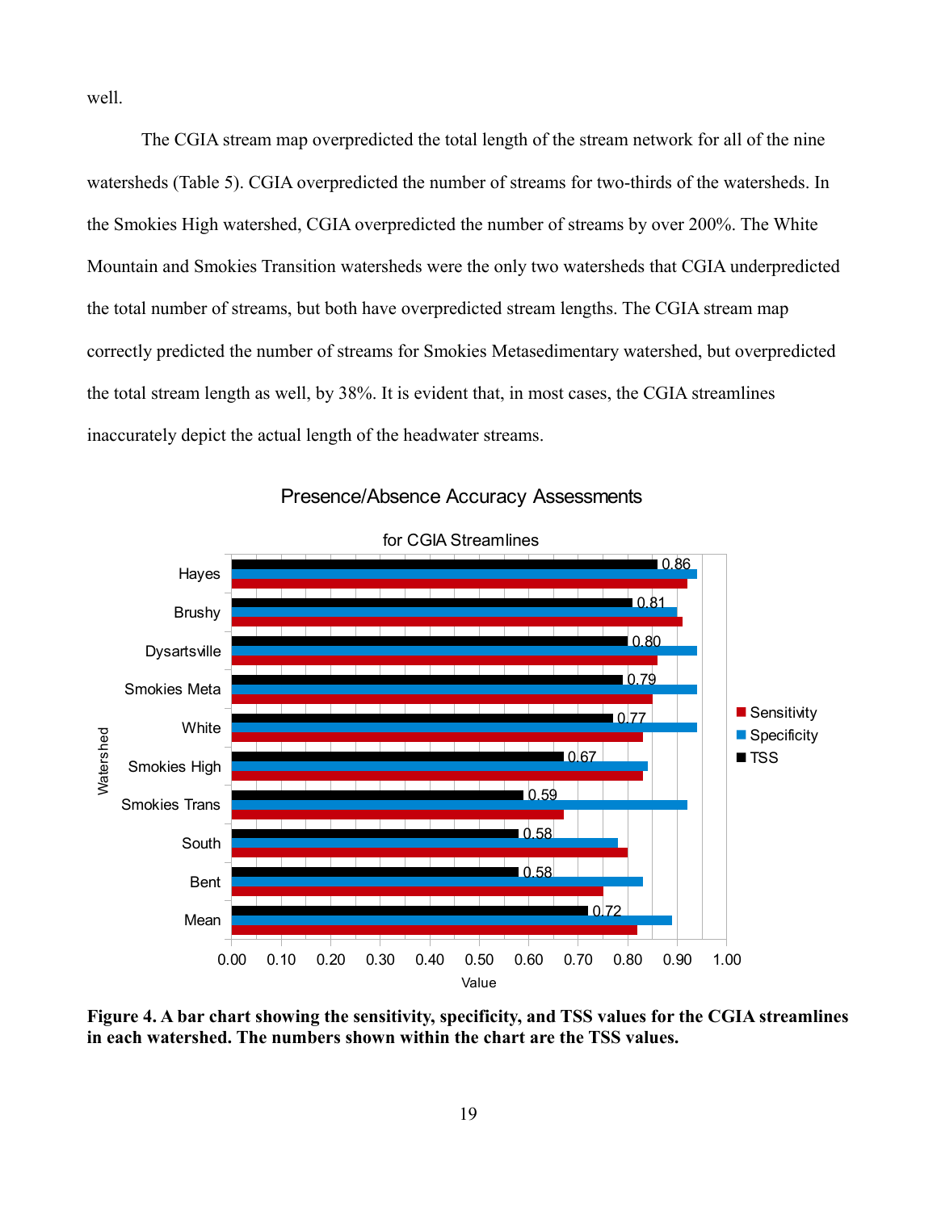well.

The CGIA stream map overpredicted the total length of the stream network for all of the nine watersheds (Table 5). CGIA overpredicted the number of streams for two-thirds of the watersheds. In the Smokies High watershed, CGIA overpredicted the number of streams by over 200%. The White Mountain and Smokies Transition watersheds were the only two watersheds that CGIA underpredicted the total number of streams, but both have overpredicted stream lengths. The CGIA stream map correctly predicted the number of streams for Smokies Metasedimentary watershed, but overpredicted the total stream length as well, by 38%. It is evident that, in most cases, the CGIA streamlines inaccurately depict the actual length of the headwater streams.

**Figure 4. A bar chart showing the sensitivity, specificity, and TSS values for the CGIA streamlines in each watershed. The numbers shown within the chart are the TSS values.**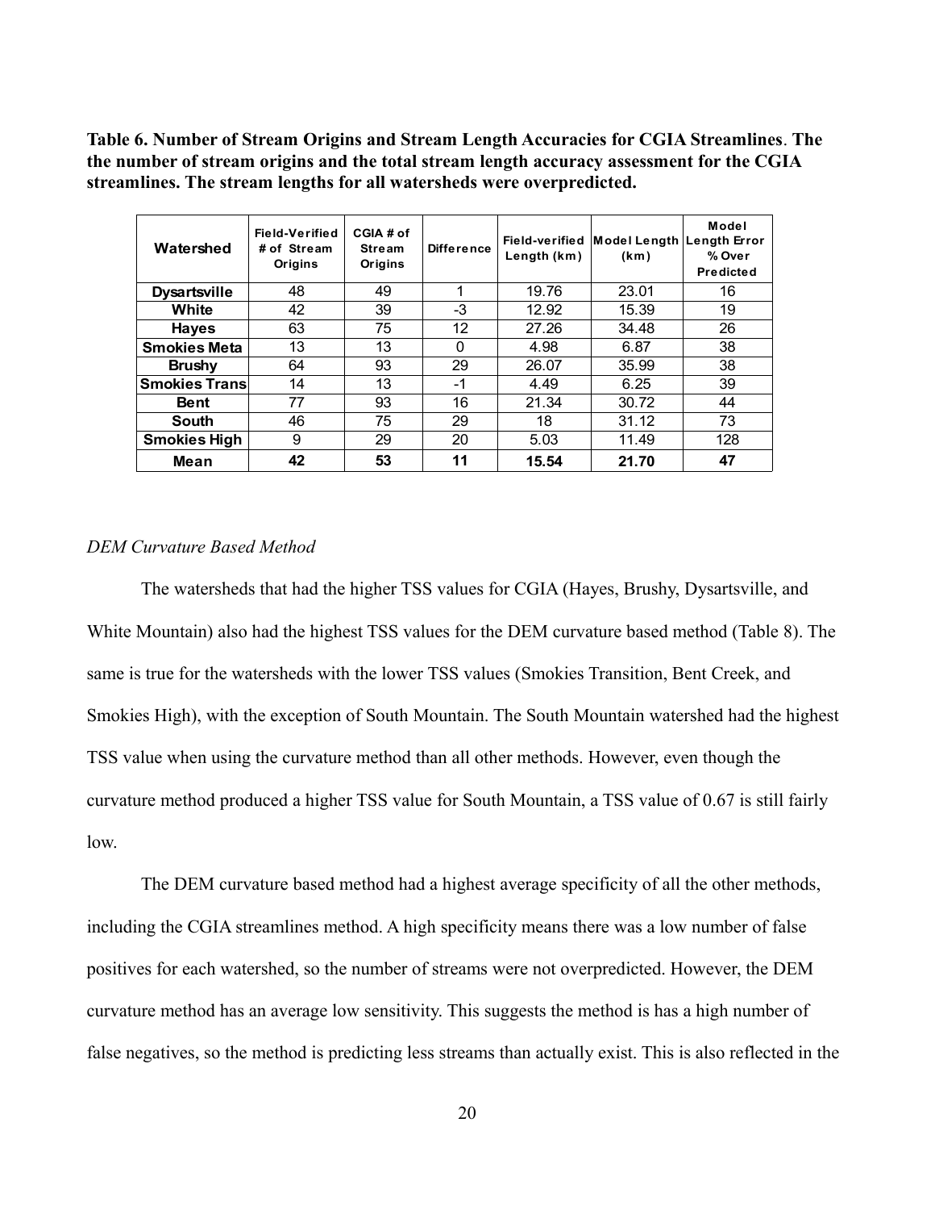**Table 6. Number of Stream Origins and Stream Length Accuracies for CGIA Streamlines**. **The the number of stream origins and the total stream length accuracy assessment for the CGIA streamlines. The stream lengths for all watersheds were overpredicted.**

| Watershed | Field-Verified # of Stream Origins | CGIA # of Stream Origins | Difference | Field-verified Length (km) | Model Length (km) | Model Length Error % Over Predicted |
|---|---|---|---|---|---|---|
| **Dysartsville** | 48 | 49 | 1 | 19.76 | 23.01 | 16 |
| **White** | 42 | 39 | -3 | 12.92 | 15.39 | 19 |
| **Hayes** | 63 | 75 | 12 | 27.26 | 34.48 | 26 |
| **Smokies Meta** | 13 | 13 | 0 | 4.98 | 6.87 | 38 |
| **Brushy** | 64 | 93 | 29 | 26.07 | 35.99 | 38 |
| **Smokies Trans** | 14 | 13 | -1 | 4.49 | 6.25 | 39 |
| **Bent** | 77 | 93 | 16 | 21.34 | 30.72 | 44 |
| **South** | 46 | 75 | 29 | 18 | 31.12 | 73 |
| **Smokies High** | 9 | 29 | 20 | 5.03 | 11.49 | 128 |
| **Mean** | **42** | **53** | **11** | **15.54** | **21.70** | **47** |

*DEM Curvature Based Method*

The watersheds that had the higher TSS values for CGIA (Hayes, Brushy, Dysartsville, and White Mountain) also had the highest TSS values for the DEM curvature based method (Table 8). The same is true for the watersheds with the lower TSS values (Smokies Transition, Bent Creek, and Smokies High), with the exception of South Mountain. The South Mountain watershed had the highest TSS value when using the curvature method than all other methods. However, even though the curvature method produced a higher TSS value for South Mountain, a TSS value of 0.67 is still fairly low.

The DEM curvature based method had a highest average specificity of all the other methods, including the CGIA streamlines method. A high specificity means there was a low number of false positives for each watershed, so the number of streams were not overpredicted. However, the DEM curvature method has an average low sensitivity. This suggests the method is has a high number of false negatives, so the method is predicting less streams than actually exist. This is also reflected in the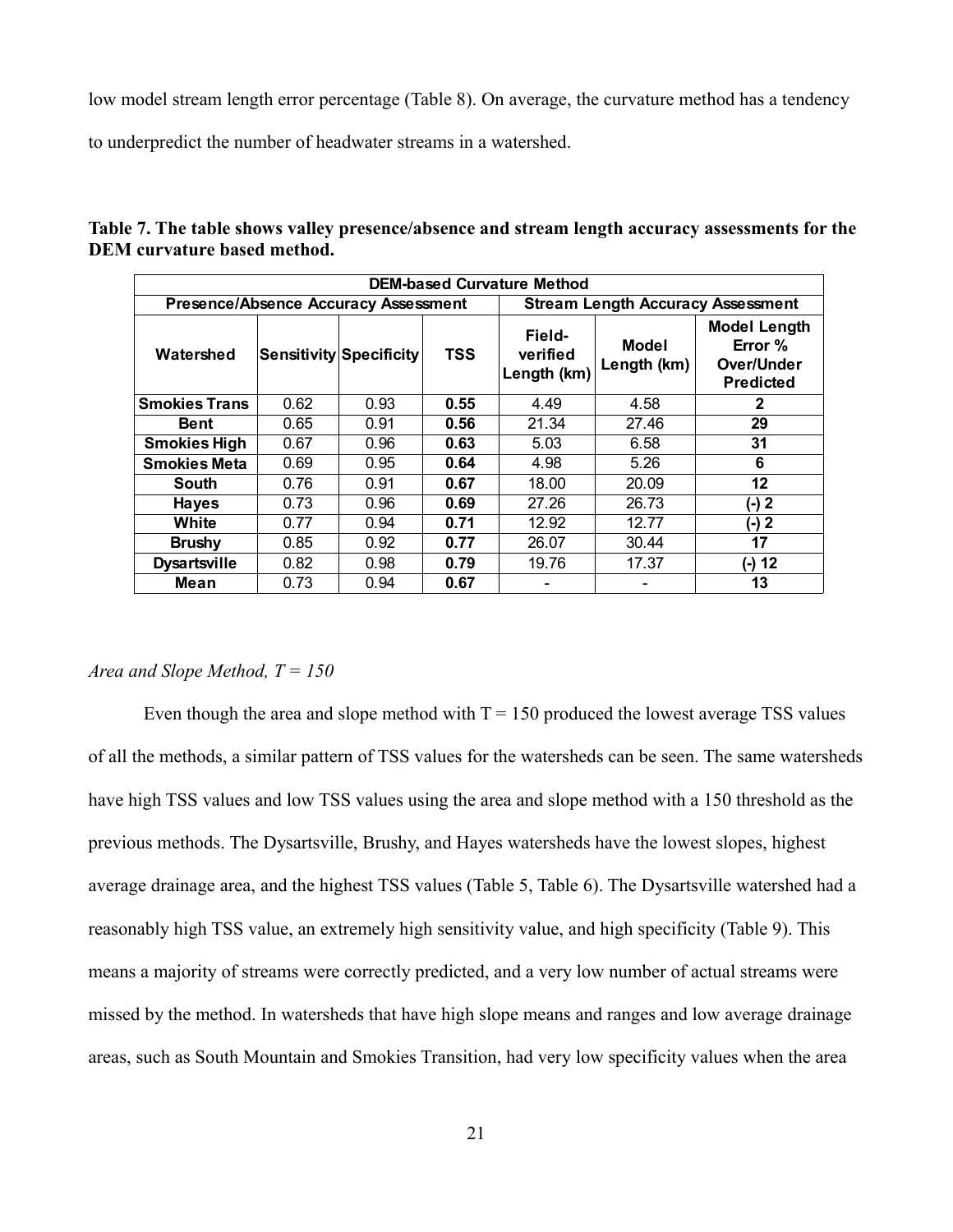low model stream length error percentage (Table 8). On average, the curvature method has a tendency to underpredict the number of headwater streams in a watershed.

**Table 7. The table shows valley presence/absence and stream length accuracy assessments for the DEM curvature based method.**

| DEM-based Curvature Method | | | | | | |
|---|---|---|---|---|---|---|
| **Presence/Absence Accuracy Assessment** | | | | **Stream Length Accuracy Assessment** | | |
| **Watershed** | **Sensitivity** | **Specificity** | **TSS** | **Field-verified Length (km)** | **Model Length (km)** | **Model Length Error % Over/Under Predicted** |
| **Smokies Trans** | 0.62 | 0.93 | **0.55** | 4.49 | 4.58 | **2** |
| **Bent** | 0.65 | 0.91 | **0.56** | 21.34 | 27.46 | **29** |
| **Smokies High** | 0.67 | 0.96 | **0.63** | 5.03 | 6.58 | **31** |
| **Smokies Meta** | 0.69 | 0.95 | **0.64** | 4.98 | 5.26 | **6** |
| **South** | 0.76 | 0.91 | **0.67** | 18.00 | 20.09 | **12** |
| **Hayes** | 0.73 | 0.96 | **0.69** | 27.26 | 26.73 | **(-) 2** |
| **White** | 0.77 | 0.94 | **0.71** | 12.92 | 12.77 | **(-) 2** |
| **Brushy** | 0.85 | 0.92 | **0.77** | 26.07 | 30.44 | **17** |
| **Dysartsville** | 0.82 | 0.98 | **0.79** | 19.76 | 17.37 | **(-) 12** |
| **Mean** | 0.73 | 0.94 | **0.67** | - | - | **13** |

*Area and Slope Method, T = 150*

Even though the area and slope method with T = 150 produced the lowest average TSS values of all the methods, a similar pattern of TSS values for the watersheds can be seen. The same watersheds have high TSS values and low TSS values using the area and slope method with a 150 threshold as the previous methods. The Dysartsville, Brushy, and Hayes watersheds have the lowest slopes, highest average drainage area, and the highest TSS values (Table 5, Table 6). The Dysartsville watershed had a reasonably high TSS value, an extremely high sensitivity value, and high specificity (Table 9). This means a majority of streams were correctly predicted, and a very low number of actual streams were missed by the method. In watersheds that have high slope means and ranges and low average drainage areas, such as South Mountain and Smokies Transition, had very low specificity values when the area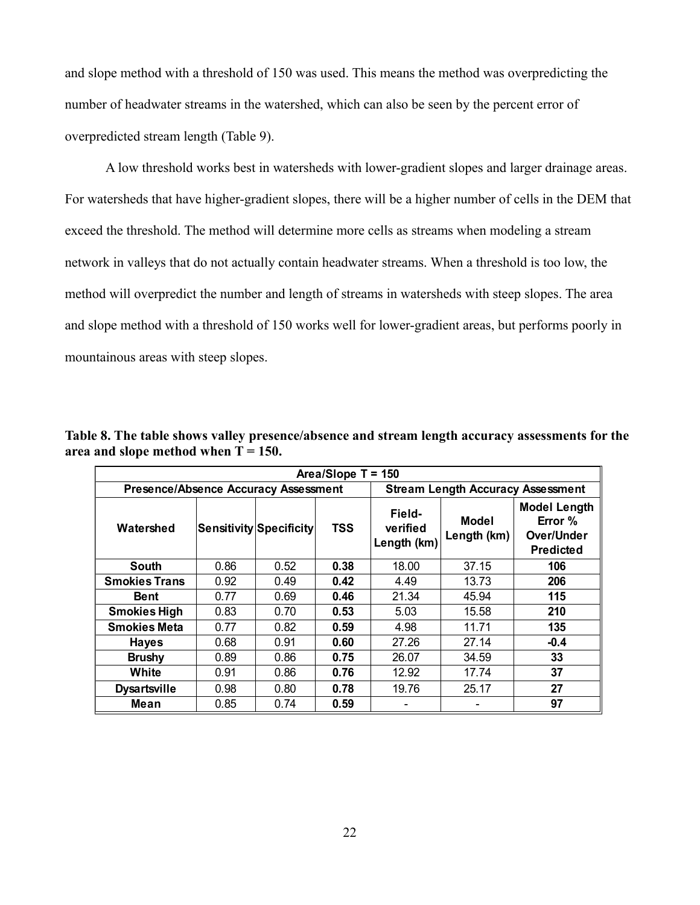and slope method with a threshold of 150 was used. This means the method was overpredicting the number of headwater streams in the watershed, which can also be seen by the percent error of overpredicted stream length (Table 9).

A low threshold works best in watersheds with lower-gradient slopes and larger drainage areas. For watersheds that have higher-gradient slopes, there will be a higher number of cells in the DEM that exceed the threshold. The method will determine more cells as streams when modeling a stream network in valleys that do not actually contain headwater streams. When a threshold is too low, the method will overpredict the number and length of streams in watersheds with steep slopes. The area and slope method with a threshold of 150 works well for lower-gradient areas, but performs poorly in mountainous areas with steep slopes.

**Table 8. The table shows valley presence/absence and stream length accuracy assessments for the area and slope method when T = 150.**

| Area/Slope T = 150 | | | | | | |
|---|---|---|---|---|---|---|
| **Presence/Absence Accuracy Assessment** | | | | **Stream Length Accuracy Assessment** | | |
| **Watershed** | **Sensitivity** | **Specificity** | **TSS** | **Field-verified Length (km)** | **Model Length (km)** | **Model Length Error % Over/Under Predicted** |
| **South** | 0.86 | 0.52 | **0.38** | 18.00 | 37.15 | **106** |
| **Smokies Trans** | 0.92 | 0.49 | **0.42** | 4.49 | 13.73 | **206** |
| **Bent** | 0.77 | 0.69 | **0.46** | 21.34 | 45.94 | **115** |
| **Smokies High** | 0.83 | 0.70 | **0.53** | 5.03 | 15.58 | **210** |
| **Smokies Meta** | 0.77 | 0.82 | **0.59** | 4.98 | 11.71 | **135** |
| **Hayes** | 0.68 | 0.91 | **0.60** | 27.26 | 27.14 | **-0.4** |
| **Brushy** | 0.89 | 0.86 | **0.75** | 26.07 | 34.59 | **33** |
| **White** | 0.91 | 0.86 | **0.76** | 12.92 | 17.74 | **37** |
| **Dysartsville** | 0.98 | 0.80 | **0.78** | 19.76 | 25.17 | **27** |
| **Mean** | 0.85 | 0.74 | **0.59** | - | - | **97** |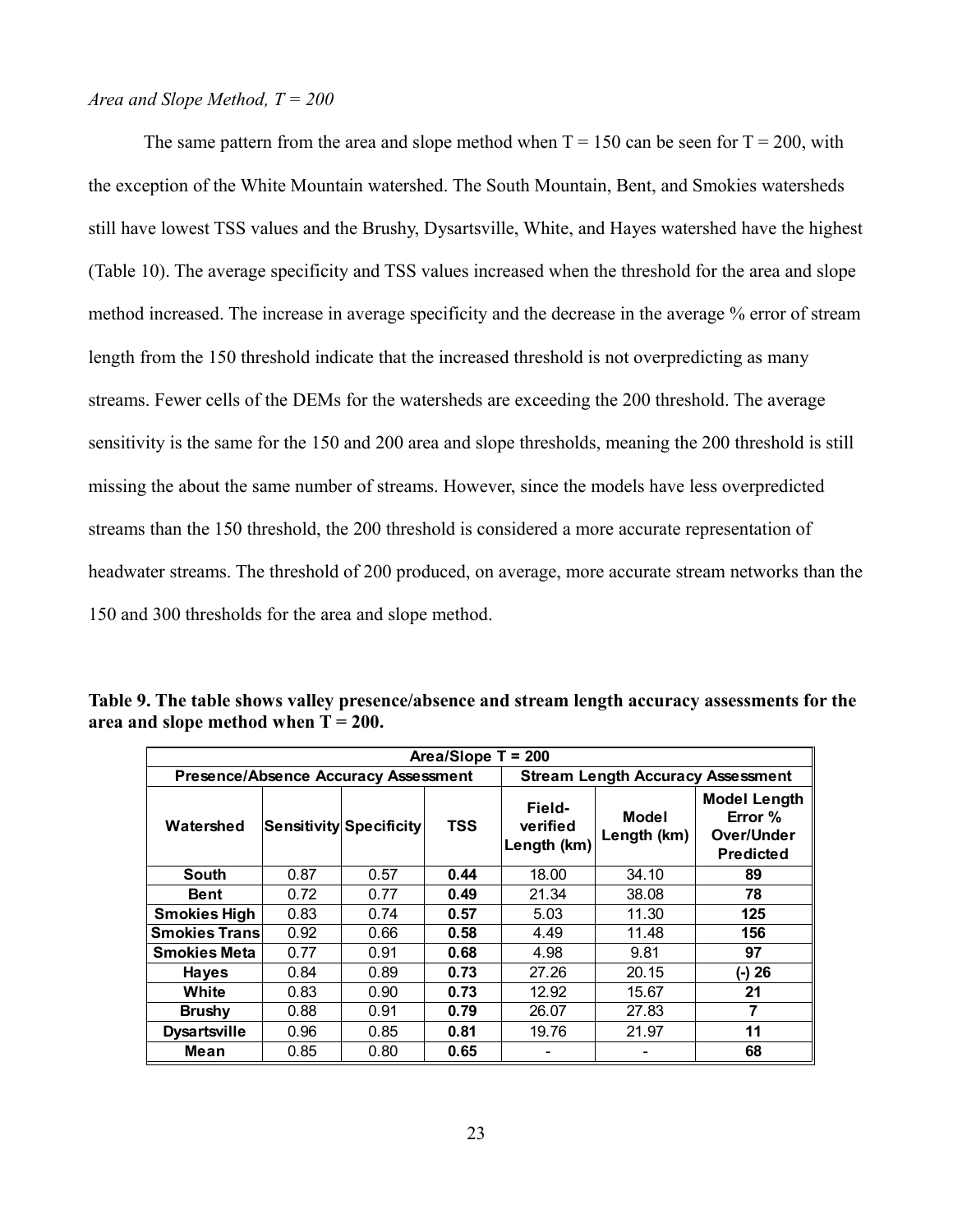*Area and Slope Method, T = 200*

The same pattern from the area and slope method when T = 150 can be seen for T = 200, with the exception of the White Mountain watershed. The South Mountain, Bent, and Smokies watersheds still have lowest TSS values and the Brushy, Dysartsville, White, and Hayes watershed have the highest (Table 10). The average specificity and TSS values increased when the threshold for the area and slope method increased. The increase in average specificity and the decrease in the average % error of stream length from the 150 threshold indicate that the increased threshold is not overpredicting as many streams. Fewer cells of the DEMs for the watersheds are exceeding the 200 threshold. The average sensitivity is the same for the 150 and 200 area and slope thresholds, meaning the 200 threshold is still missing the about the same number of streams. However, since the models have less overpredicted streams than the 150 threshold, the 200 threshold is considered a more accurate representation of headwater streams. The threshold of 200 produced, on average, more accurate stream networks than the 150 and 300 thresholds for the area and slope method.

**Table 9. The table shows valley presence/absence and stream length accuracy assessments for the area and slope method when T = 200.**

| Area/Slope T = 200 | | | | | | |
|---|---|---|---|---|---|---|
| Presence/Absence Accuracy Assessment | | | | Stream Length Accuracy Assessment | | |
| Watershed | Sensitivity | Specificity | TSS | Field-verified Length (km) | Model Length (km) | Model Length Error % Over/Under Predicted |
| **South** | 0.87 | 0.57 | **0.44** | 18.00 | 34.10 | **89** |
| **Bent** | 0.72 | 0.77 | **0.49** | 21.34 | 38.08 | **78** |
| **Smokies High** | 0.83 | 0.74 | **0.57** | 5.03 | 11.30 | **125** |
| **Smokies Trans** | 0.92 | 0.66 | **0.58** | 4.49 | 11.48 | **156** |
| **Smokies Meta** | 0.77 | 0.91 | **0.68** | 4.98 | 9.81 | **97** |
| **Hayes** | 0.84 | 0.89 | **0.73** | 27.26 | 20.15 | **(-) 26** |
| **White** | 0.83 | 0.90 | **0.73** | 12.92 | 15.67 | **21** |
| **Brushy** | 0.88 | 0.91 | **0.79** | 26.07 | 27.83 | **7** |
| **Dysartsville** | 0.96 | 0.85 | **0.81** | 19.76 | 21.97 | **11** |
| **Mean** | 0.85 | 0.80 | **0.65** | - | - | **68** |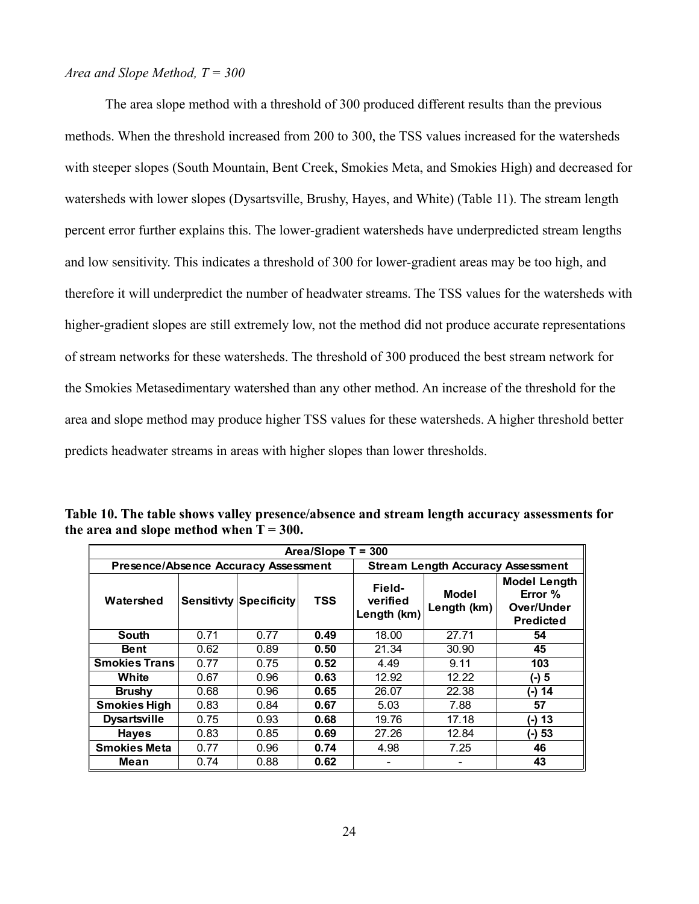*Area and Slope Method, T = 300*

The area slope method with a threshold of 300 produced different results than the previous methods. When the threshold increased from 200 to 300, the TSS values increased for the watersheds with steeper slopes (South Mountain, Bent Creek, Smokies Meta, and Smokies High) and decreased for watersheds with lower slopes (Dysartsville, Brushy, Hayes, and White) (Table 11). The stream length percent error further explains this. The lower-gradient watersheds have underpredicted stream lengths and low sensitivity. This indicates a threshold of 300 for lower-gradient areas may be too high, and therefore it will underpredict the number of headwater streams. The TSS values for the watersheds with higher-gradient slopes are still extremely low, not the method did not produce accurate representations of stream networks for these watersheds. The threshold of 300 produced the best stream network for the Smokies Metasedimentary watershed than any other method. An increase of the threshold for the area and slope method may produce higher TSS values for these watersheds. A higher threshold better predicts headwater streams in areas with higher slopes than lower thresholds.

**Table 10. The table shows valley presence/absence and stream length accuracy assessments for the area and slope method when T = 300.**

| Area/Slope T = 300 | | | | | | |
|---|---|---|---|---|---|---|
| **Presence/Absence Accuracy Assessment** | | | | **Stream Length Accuracy Assessment** | | |
| **Watershed** | **Sensitivty** | **Specificity** | **TSS** | **Field-verified Length (km)** | **Model Length (km)** | **Model Length Error % Over/Under Predicted** |
| **South** | 0.71 | 0.77 | **0.49** | 18.00 | 27.71 | **54** |
| **Bent** | 0.62 | 0.89 | **0.50** | 21.34 | 30.90 | **45** |
| **Smokies Trans** | 0.77 | 0.75 | **0.52** | 4.49 | 9.11 | **103** |
| **White** | 0.67 | 0.96 | **0.63** | 12.92 | 12.22 | **(-) 5** |
| **Brushy** | 0.68 | 0.96 | **0.65** | 26.07 | 22.38 | **(-) 14** |
| **Smokies High** | 0.83 | 0.84 | **0.67** | 5.03 | 7.88 | **57** |
| **Dysartsville** | 0.75 | 0.93 | **0.68** | 19.76 | 17.18 | **(-) 13** |
| **Hayes** | 0.83 | 0.85 | **0.69** | 27.26 | 12.84 | **(-) 53** |
| **Smokies Meta** | 0.77 | 0.96 | **0.74** | 4.98 | 7.25 | **46** |
| **Mean** | 0.74 | 0.88 | **0.62** | - | - | **43** |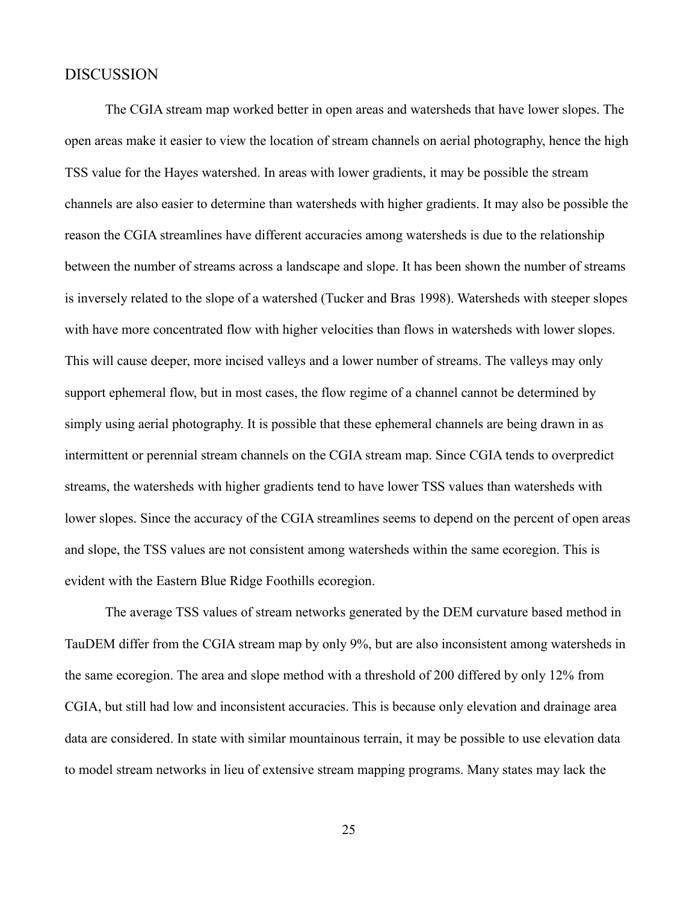## DISCUSSION

The CGIA stream map worked better in open areas and watersheds that have lower slopes. The open areas make it easier to view the location of stream channels on aerial photography, hence the high TSS value for the Hayes watershed. In areas with lower gradients, it may be possible the stream channels are also easier to determine than watersheds with higher gradients. It may also be possible the reason the CGIA streamlines have different accuracies among watersheds is due to the relationship between the number of streams across a landscape and slope. It has been shown the number of streams is inversely related to the slope of a watershed (Tucker and Bras 1998). Watersheds with steeper slopes with have more concentrated flow with higher velocities than flows in watersheds with lower slopes. This will cause deeper, more incised valleys and a lower number of streams. The valleys may only support ephemeral flow, but in most cases, the flow regime of a channel cannot be determined by simply using aerial photography. It is possible that these ephemeral channels are being drawn in as intermittent or perennial stream channels on the CGIA stream map. Since CGIA tends to overpredict streams, the watersheds with higher gradients tend to have lower TSS values than watersheds with lower slopes. Since the accuracy of the CGIA streamlines seems to depend on the percent of open areas and slope, the TSS values are not consistent among watersheds within the same ecoregion. This is evident with the Eastern Blue Ridge Foothills ecoregion.

The average TSS values of stream networks generated by the DEM curvature based method in TauDEM differ from the CGIA stream map by only 9%, but are also inconsistent among watersheds in the same ecoregion. The area and slope method with a threshold of 200 differed by only 12% from CGIA, but still had low and inconsistent accuracies. This is because only elevation and drainage area data are considered. In state with similar mountainous terrain, it may be possible to use elevation data to model stream networks in lieu of extensive stream mapping programs. Many states may lack the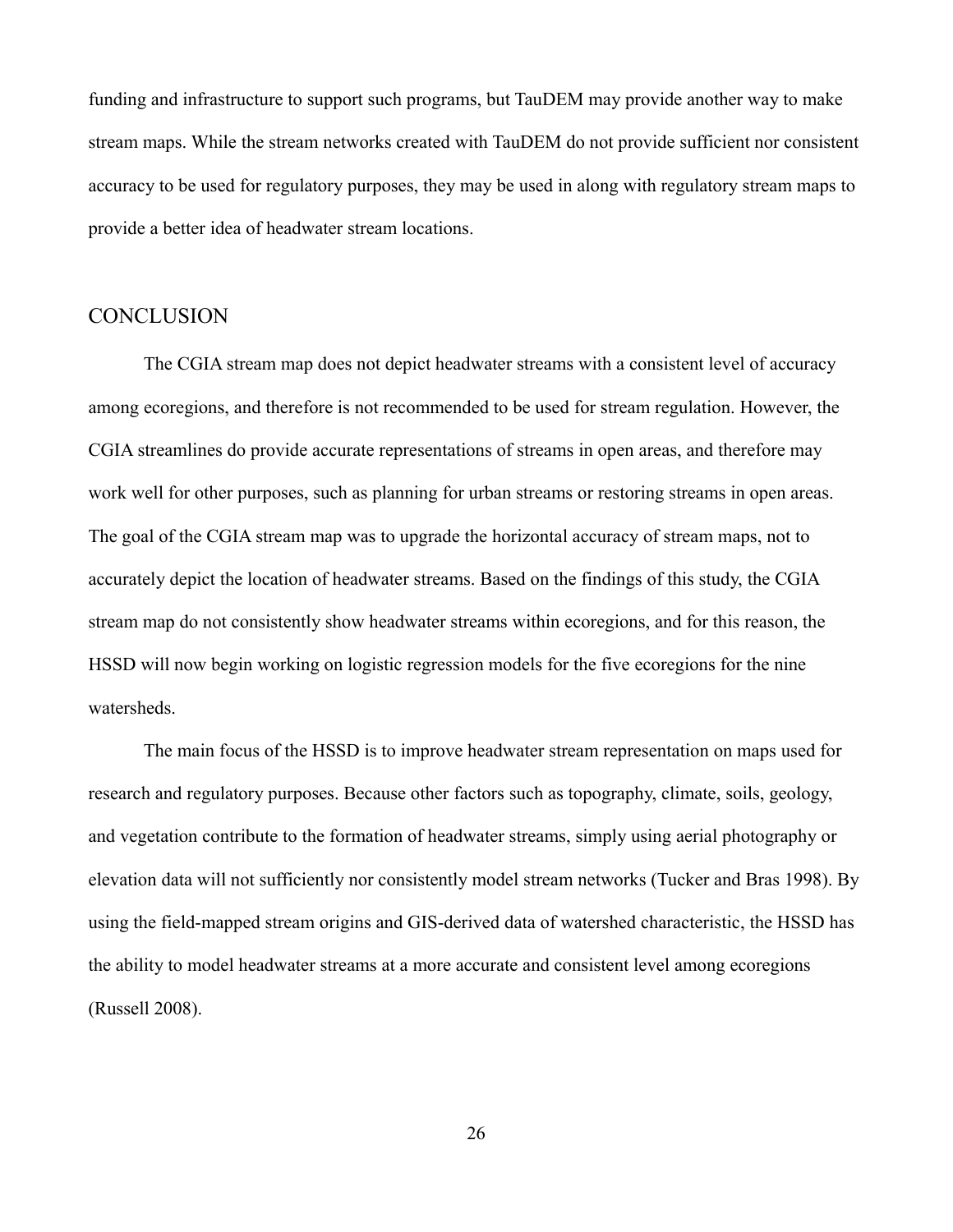funding and infrastructure to support such programs, but TauDEM may provide another way to make stream maps. While the stream networks created with TauDEM do not provide sufficient nor consistent accuracy to be used for regulatory purposes, they may be used in along with regulatory stream maps to provide a better idea of headwater stream locations.

## CONCLUSION

The CGIA stream map does not depict headwater streams with a consistent level of accuracy among ecoregions, and therefore is not recommended to be used for stream regulation. However, the CGIA streamlines do provide accurate representations of streams in open areas, and therefore may work well for other purposes, such as planning for urban streams or restoring streams in open areas. The goal of the CGIA stream map was to upgrade the horizontal accuracy of stream maps, not to accurately depict the location of headwater streams. Based on the findings of this study, the CGIA stream map do not consistently show headwater streams within ecoregions, and for this reason, the HSSD will now begin working on logistic regression models for the five ecoregions for the nine watersheds.

The main focus of the HSSD is to improve headwater stream representation on maps used for research and regulatory purposes. Because other factors such as topography, climate, soils, geology, and vegetation contribute to the formation of headwater streams, simply using aerial photography or elevation data will not sufficiently nor consistently model stream networks (Tucker and Bras 1998). By using the field-mapped stream origins and GIS-derived data of watershed characteristic, the HSSD has the ability to model headwater streams at a more accurate and consistent level among ecoregions (Russell 2008).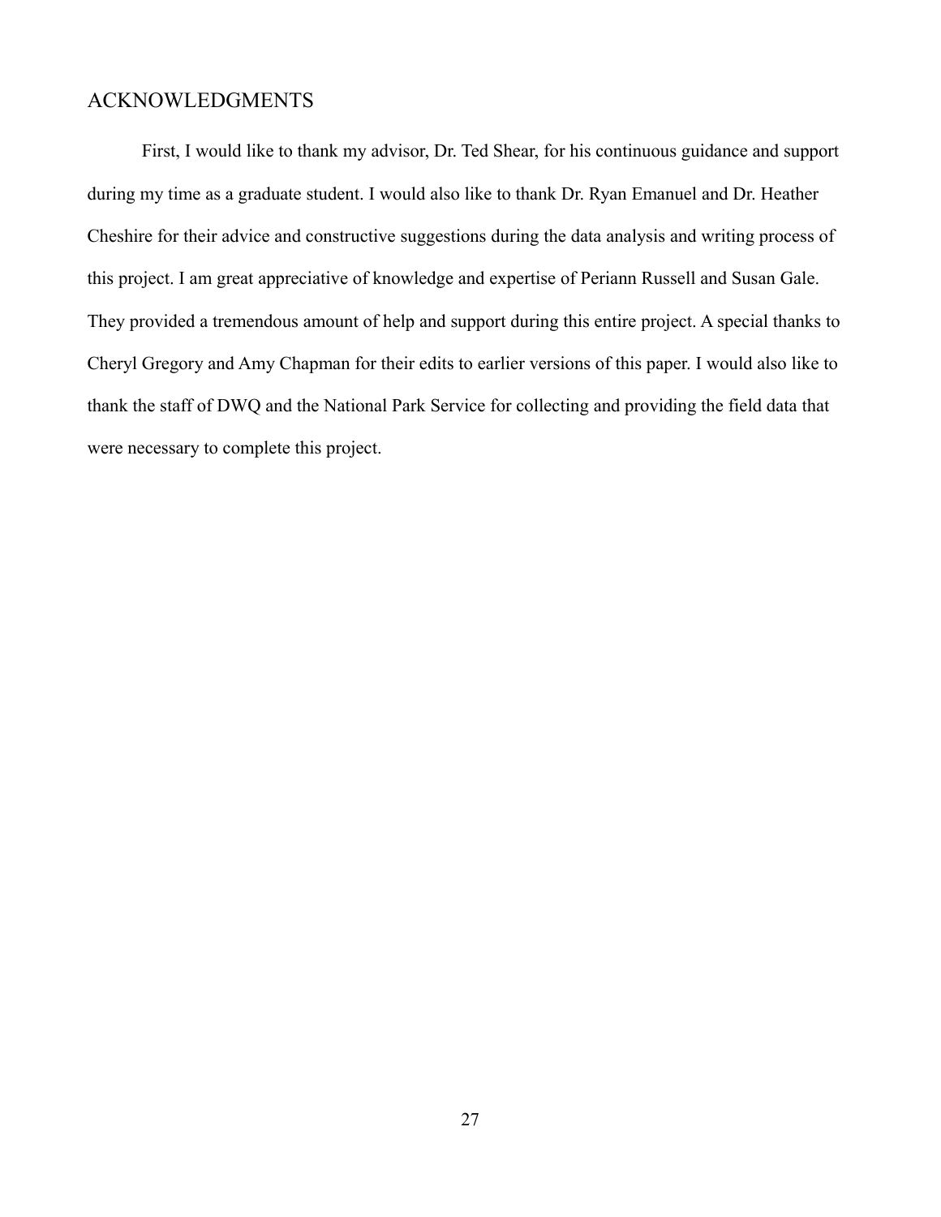## ACKNOWLEDGMENTS

First, I would like to thank my advisor, Dr. Ted Shear, for his continuous guidance and support during my time as a graduate student. I would also like to thank Dr. Ryan Emanuel and Dr. Heather Cheshire for their advice and constructive suggestions during the data analysis and writing process of this project. I am great appreciative of knowledge and expertise of Periann Russell and Susan Gale. They provided a tremendous amount of help and support during this entire project. A special thanks to Cheryl Gregory and Amy Chapman for their edits to earlier versions of this paper. I would also like to thank the staff of DWQ and the National Park Service for collecting and providing the field data that were necessary to complete this project.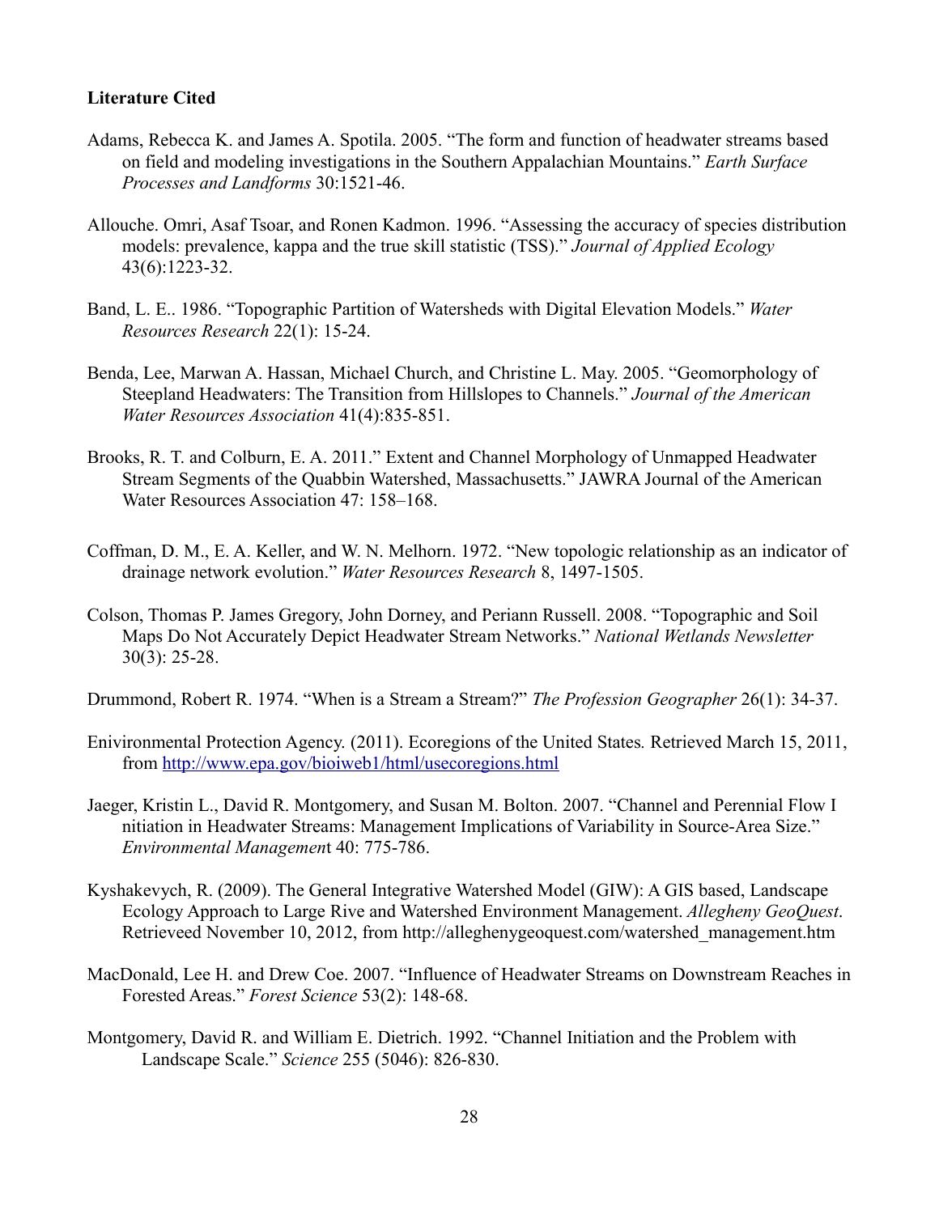**Literature Cited**

Adams, Rebecca K. and James A. Spotila. 2005. "The form and function of headwater streams based on field and modeling investigations in the Southern Appalachian Mountains." *Earth Surface Processes and Landforms* 30:1521-46.

Allouche. Omri, Asaf Tsoar, and Ronen Kadmon. 1996. "Assessing the accuracy of species distribution models: prevalence, kappa and the true skill statistic (TSS)." *Journal of Applied Ecology* 43(6):1223-32.

Band, L. E.. 1986. "Topographic Partition of Watersheds with Digital Elevation Models." *Water Resources Research* 22(1): 15-24.

Benda, Lee, Marwan A. Hassan, Michael Church, and Christine L. May. 2005. "Geomorphology of Steepland Headwaters: The Transition from Hillslopes to Channels." *Journal of the American Water Resources Association* 41(4):835-851.

Brooks, R. T. and Colburn, E. A. 2011." Extent and Channel Morphology of Unmapped Headwater Stream Segments of the Quabbin Watershed, Massachusetts." JAWRA Journal of the American Water Resources Association 47: 158–168.

Coffman, D. M., E. A. Keller, and W. N. Melhorn. 1972. "New topologic relationship as an indicator of drainage network evolution." *Water Resources Research* 8, 1497-1505.

Colson, Thomas P. James Gregory, John Dorney, and Periann Russell. 2008. "Topographic and Soil Maps Do Not Accurately Depict Headwater Stream Networks." *National Wetlands Newsletter* 30(3): 25-28.

Drummond, Robert R. 1974. "When is a Stream a Stream?" *The Profession Geographer* 26(1): 34-37.

Enivironmental Protection Agency. (2011). Ecoregions of the United States*.* Retrieved March 15, 2011, from http://www.epa.gov/bioiweb1/html/usecoregions.html

Jaeger, Kristin L., David R. Montgomery, and Susan M. Bolton. 2007. "Channel and Perennial Flow I nitiation in Headwater Streams: Management Implications of Variability in Source-Area Size." *Environmental Managemen*t 40: 775-786.

Kyshakevych, R. (2009). The General Integrative Watershed Model (GIW): A GIS based, Landscape Ecology Approach to Large Rive and Watershed Environment Management. *Allegheny GeoQuest*. Retrieveed November 10, 2012, from http://alleghenygeoquest.com/watershed_management.htm

MacDonald, Lee H. and Drew Coe. 2007. "Influence of Headwater Streams on Downstream Reaches in Forested Areas." *Forest Science* 53(2): 148-68.

Montgomery, David R. and William E. Dietrich. 1992. "Channel Initiation and the Problem with Landscape Scale." *Science* 255 (5046): 826-830.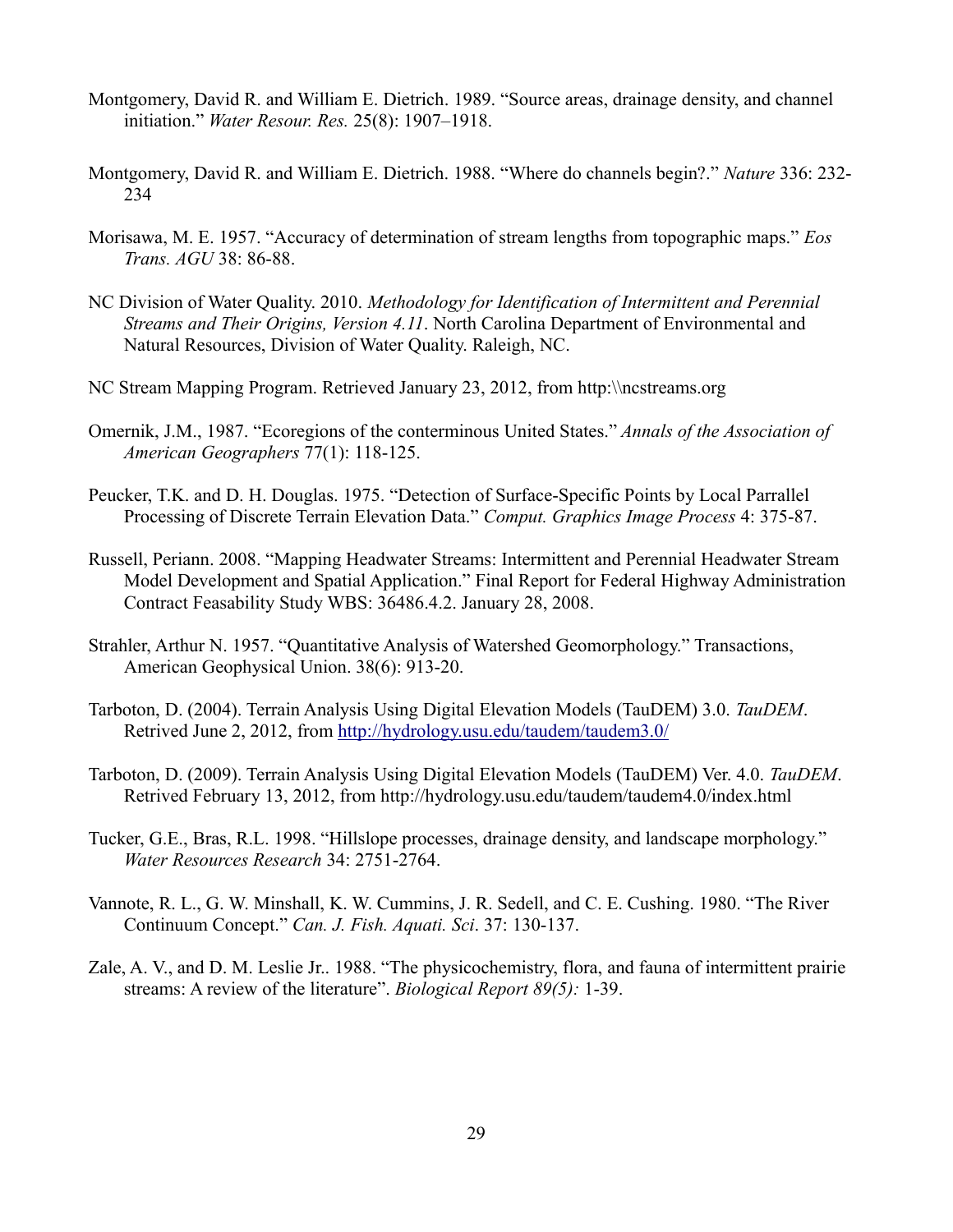Montgomery, David R. and William E. Dietrich. 1989. “Source areas, drainage density, and channel initiation.” *Water Resour. Res.* 25(8): 1907–1918.

Montgomery, David R. and William E. Dietrich. 1988. “Where do channels begin?.” *Nature* 336: 232-234

Morisawa, M. E. 1957. “Accuracy of determination of stream lengths from topographic maps.” *Eos Trans. AGU* 38: 86-88.

NC Division of Water Quality. 2010. *Methodology for Identification of Intermittent and Perennial Streams and Their Origins, Version 4.11*. North Carolina Department of Environmental and Natural Resources, Division of Water Quality. Raleigh, NC.

NC Stream Mapping Program. Retrieved January 23, 2012, from http:\\ncstreams.org

Omernik, J.M., 1987. “Ecoregions of the conterminous United States.” *Annals of the Association of American Geographers* 77(1): 118-125.

Peucker, T.K. and D. H. Douglas. 1975. “Detection of Surface-Specific Points by Local Parrallel Processing of Discrete Terrain Elevation Data.” *Comput. Graphics Image Process* 4: 375-87.

Russell, Periann. 2008. “Mapping Headwater Streams: Intermittent and Perennial Headwater Stream Model Development and Spatial Application.” Final Report for Federal Highway Administration Contract Feasability Study WBS: 36486.4.2. January 28, 2008.

Strahler, Arthur N. 1957. “Quantitative Analysis of Watershed Geomorphology.” Transactions, American Geophysical Union. 38(6): 913-20.

Tarboton, D. (2004). Terrain Analysis Using Digital Elevation Models (TauDEM) 3.0. *TauDEM*. Retrived June 2, 2012, from http://hydrology.usu.edu/taudem/taudem3.0/

Tarboton, D. (2009). Terrain Analysis Using Digital Elevation Models (TauDEM) Ver. 4.0. *TauDEM*. Retrived February 13, 2012, from http://hydrology.usu.edu/taudem/taudem4.0/index.html

Tucker, G.E., Bras, R.L. 1998. “Hillslope processes, drainage density, and landscape morphology.” *Water Resources Research* 34: 2751-2764.

Vannote, R. L., G. W. Minshall, K. W. Cummins, J. R. Sedell, and C. E. Cushing. 1980. “The River Continuum Concept.” *Can. J. Fish. Aquati. Sci*. 37: 130-137.

Zale, A. V., and D. M. Leslie Jr.. 1988. “The physicochemistry, flora, and fauna of intermittent prairie streams: A review of the literature”. *Biological Report 89(5):* 1-39.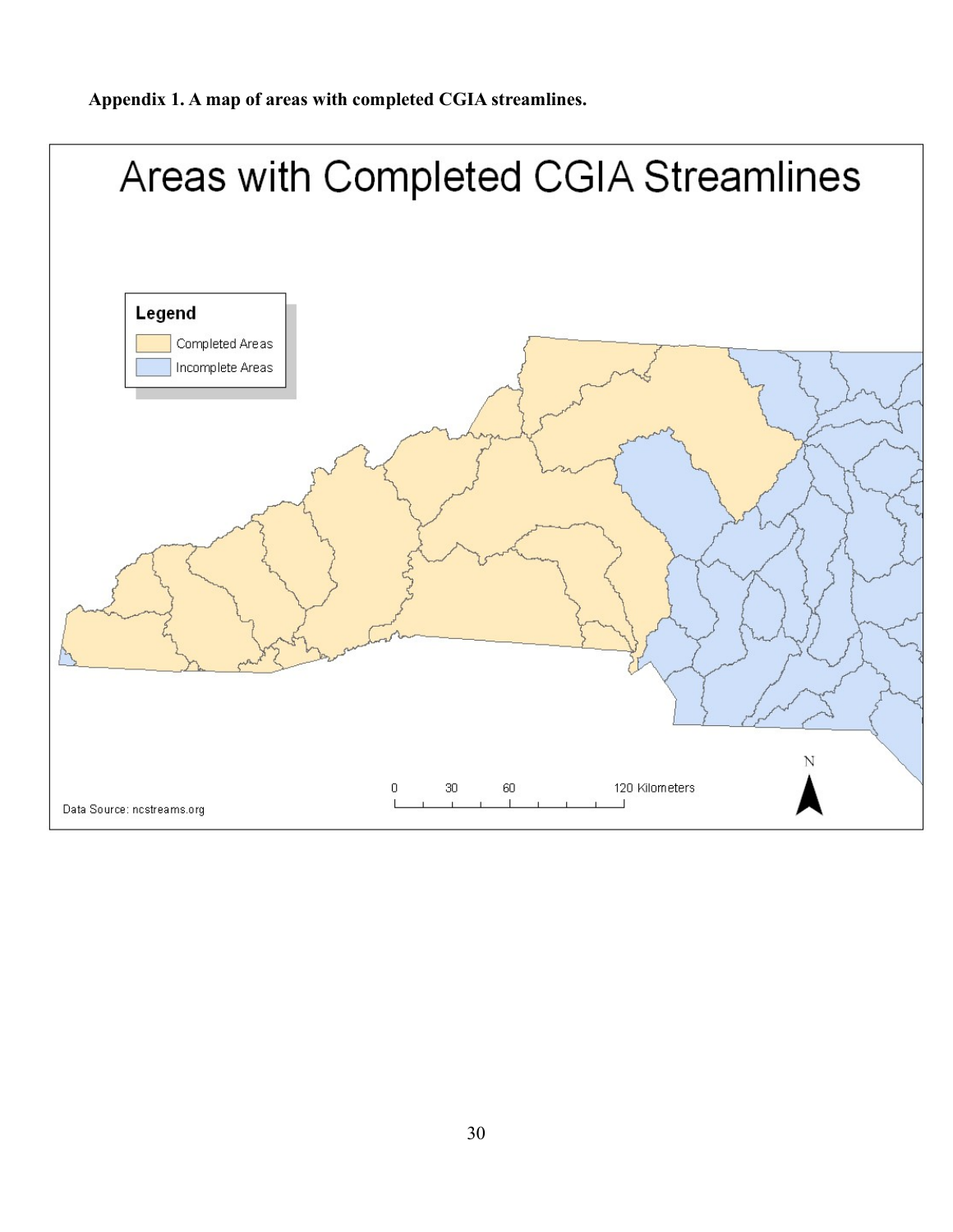**Appendix 1. A map of areas with completed CGIA streamlines.**

Areas with Completed CGIA Streamlines

Legend
- Completed Areas
- Incomplete Areas

0 30 60 120 Kilometers

N

Data Source: ncstreams.org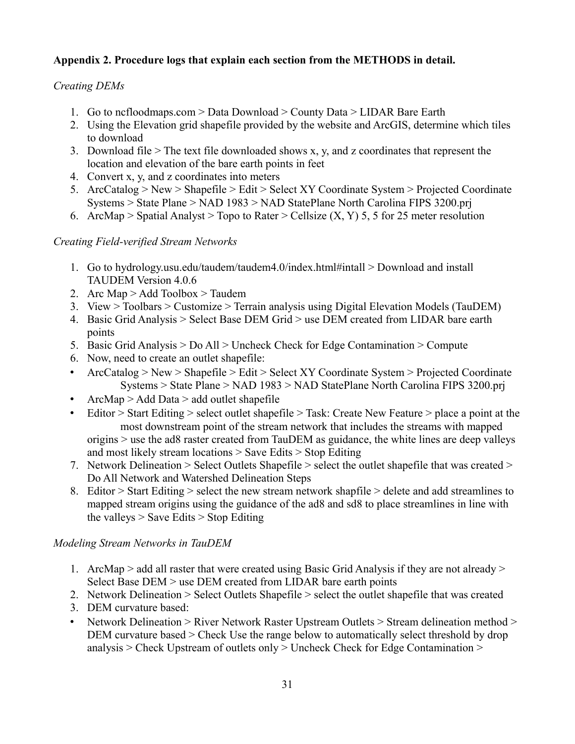**Appendix 2. Procedure logs that explain each section from the METHODS in detail.**

*Creating DEMs*

1. Go to ncfloodmaps.com > Data Download > County Data > LIDAR Bare Earth
2. Using the Elevation grid shapefile provided by the website and ArcGIS, determine which tiles to download
3. Download file > The text file downloaded shows x, y, and z coordinates that represent the location and elevation of the bare earth points in feet
4. Convert x, y, and z coordinates into meters
5. ArcCatalog > New > Shapefile > Edit > Select XY Coordinate System > Projected Coordinate Systems > State Plane > NAD 1983 > NAD StatePlane North Carolina FIPS 3200.prj
6. ArcMap > Spatial Analyst > Topo to Rater > Cellsize (X, Y) 5, 5 for 25 meter resolution

*Creating Field-verified Stream Networks*

1. Go to hydrology.usu.edu/taudem/taudem4.0/index.html#intall > Download and install TAUDEM Version 4.0.6
2. Arc Map > Add Toolbox > Taudem
3. View > Toolbars > Customize > Terrain analysis using Digital Elevation Models (TauDEM)
4. Basic Grid Analysis > Select Base DEM Grid > use DEM created from LIDAR bare earth points
5. Basic Grid Analysis > Do All > Uncheck Check for Edge Contamination > Compute
6. Now, need to create an outlet shapefile:

- ArcCatalog > New > Shapefile > Edit > Select XY Coordinate System > Projected Coordinate Systems > State Plane > NAD 1983 > NAD StatePlane North Carolina FIPS 3200.prj
- ArcMap > Add Data > add outlet shapefile
- Editor > Start Editing > select outlet shapefile > Task: Create New Feature > place a point at the most downstream point of the stream network that includes the streams with mapped origins > use the ad8 raster created from TauDEM as guidance, the white lines are deep valleys and most likely stream locations > Save Edits > Stop Editing

7. Network Delineation > Select Outlets Shapefile > select the outlet shapefile that was created > Do All Network and Watershed Delineation Steps
8. Editor > Start Editing > select the new stream network shapfile > delete and add streamlines to mapped stream origins using the guidance of the ad8 and sd8 to place streamlines in line with the valleys > Save Edits > Stop Editing

*Modeling Stream Networks in TauDEM*

1. ArcMap > add all raster that were created using Basic Grid Analysis if they are not already > Select Base DEM > use DEM created from LIDAR bare earth points
2. Network Delineation > Select Outlets Shapefile > select the outlet shapefile that was created
3. DEM curvature based:

- Network Delineation > River Network Raster Upstream Outlets > Stream delineation method > DEM curvature based > Check Use the range below to automatically select threshold by drop analysis > Check Upstream of outlets only > Uncheck Check for Edge Contamination >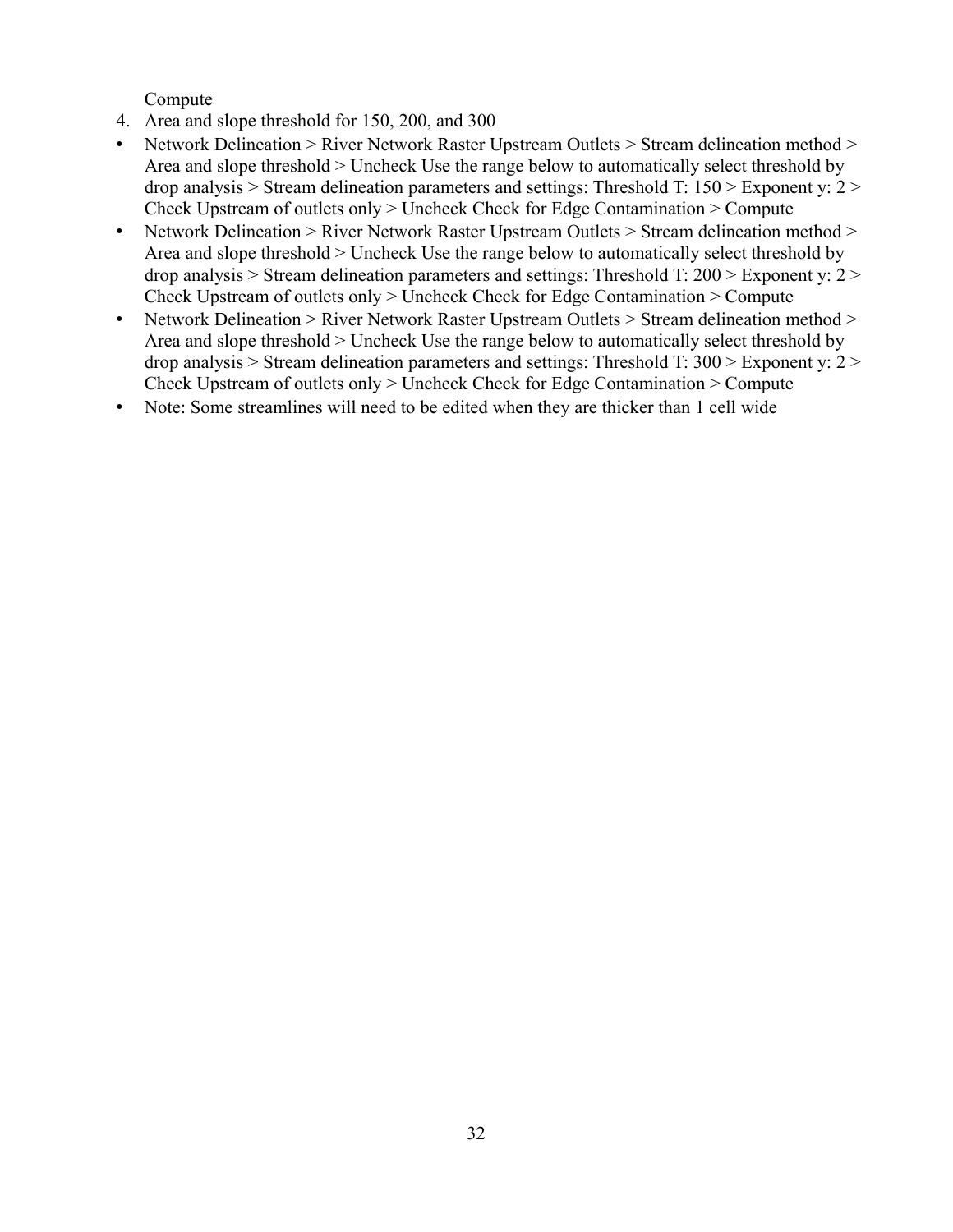Compute

4. Area and slope threshold for 150, 200, and 300

- Network Delineation > River Network Raster Upstream Outlets > Stream delineation method > Area and slope threshold > Uncheck Use the range below to automatically select threshold by drop analysis > Stream delineation parameters and settings: Threshold T: 150 > Exponent y: 2 > Check Upstream of outlets only > Uncheck Check for Edge Contamination > Compute
- Network Delineation > River Network Raster Upstream Outlets > Stream delineation method > Area and slope threshold > Uncheck Use the range below to automatically select threshold by drop analysis > Stream delineation parameters and settings: Threshold T: 200 > Exponent y: 2 > Check Upstream of outlets only > Uncheck Check for Edge Contamination > Compute
- Network Delineation > River Network Raster Upstream Outlets > Stream delineation method > Area and slope threshold > Uncheck Use the range below to automatically select threshold by drop analysis > Stream delineation parameters and settings: Threshold T: 300 > Exponent y: 2 > Check Upstream of outlets only > Uncheck Check for Edge Contamination > Compute
- Note: Some streamlines will need to be edited when they are thicker than 1 cell wide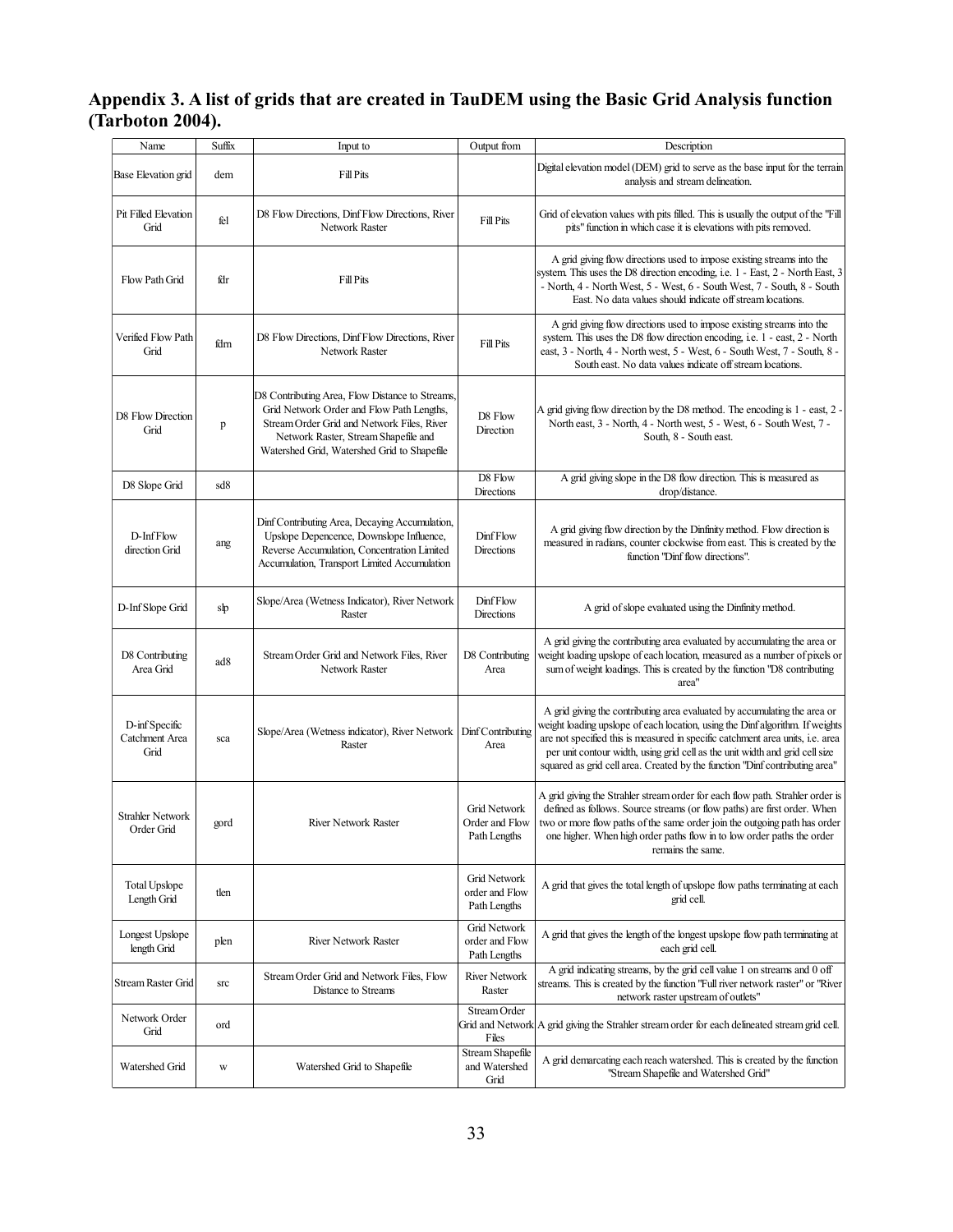**Appendix 3. A list of grids that are created in TauDEM using the Basic Grid Analysis function (Tarboton 2004).**

| Name | Suffix | Input to | Output from | Description |
|---|---|---|---|---|
| Base Elevation grid | dem | Fill Pits | | Digital elevation model (DEM) grid to serve as the base input for the terrain analysis and stream delineation. |
| Pit Filled Elevation Grid | fel | D8 Flow Directions, Dinf Flow Directions, River Network Raster | Fill Pits | Grid of elevation values with pits filled. This is usually the output of the "Fill pits" function in which case it is elevations with pits removed. |
| Flow Path Grid | fdr | Fill Pits | | A grid giving flow directions used to impose existing streams into the system. This uses the D8 direction encoding, i.e. 1 - East, 2 - North East, 3 - North, 4 - North West, 5 - West, 6 - South West, 7 - South, 8 - South East. No data values should indicate off stream locations. |
| Verified Flow Path Grid | fdrn | D8 Flow Directions, Dinf Flow Directions, River Network Raster | Fill Pits | A grid giving flow directions used to impose existing streams into the system. This uses the D8 flow direction encoding, i.e. 1 - east, 2 - North east, 3 - North, 4 - North west, 5 - West, 6 - South West, 7 - South, 8 - South east. No data values indicate off stream locations. |
| D8 Flow Direction Grid | p | D8 Contributing Area, Flow Distance to Streams, Grid Network Order and Flow Path Lengths, Stream Order Grid and Network Files, River Network Raster, Stream Shapefile and Watershed Grid, Watershed Grid to Shapefile | D8 Flow Direction | A grid giving flow direction by the D8 method. The encoding is 1 - east, 2 - North east, 3 - North, 4 - North west, 5 - West, 6 - South West, 7 - South, 8 - South east. |
| D8 Slope Grid | sd8 | | D8 Flow Directions | A grid giving slope in the D8 flow direction. This is measured as drop/distance. |
| D-Inf Flow direction Grid | ang | Dinf Contributing Area, Decaying Accumulation, Upslope Depencence, Downslope Influence, Reverse Accumulation, Concentration Limited Accumulation, Transport Limited Accumulation | Dinf Flow Directions | A grid giving flow direction by the Dinfinity method. Flow direction is measured in radians, counter clockwise from east. This is created by the function "Dinf flow directions". |
| D-Inf Slope Grid | slp | Slope/Area (Wetness Indicator), River Network Raster | Dinf Flow Directions | A grid of slope evaluated using the Dinfinity method. |
| D8 Contributing Area Grid | ad8 | Stream Order Grid and Network Files, River Network Raster | D8 Contributing Area | A grid giving the contributing area evaluated by accumulating the area or weight loading upslope of each location, measured as a number of pixels or sum of weight loadings. This is created by the function "D8 contributing area" |
| D-inf Specific Catchment Area Grid | sca | Slope/Area (Wetness indicator), River Network Raster | Dinf Contributing Area | A grid giving the contributing area evaluated by accumulating the area or weight loading upslope of each location, using the Dinf algorithm. If weights are not specified this is measured in specific catchment area units, i.e. area per unit contour width, using grid cell as the unit width and grid cell size squared as grid cell area. Created by the function "Dinf contributing area" |
| Strahler Network Order Grid | gord | River Network Raster | Grid Network Order and Flow Path Lengths | A grid giving the Strahler stream order for each flow path. Strahler order is defined as follows. Source streams (or flow paths) are first order. When two or more flow paths of the same order join the outgoing path has order one higher. When high order paths flow in to low order paths the order remains the same. |
| Total Upslope Length Grid | tlen | | Grid Network order and Flow Path Lengths | A grid that gives the total length of upslope flow paths terminating at each grid cell. |
| Longest Upslope length Grid | plen | River Network Raster | Grid Network order and Flow Path Lengths | A grid that gives the length of the longest upslope flow path terminating at each grid cell. |
| Stream Raster Grid | src | Stream Order Grid and Network Files, Flow Distance to Streams | River Network Raster | A grid indicating streams, by the grid cell value 1 on streams and 0 off streams. This is created by the function "Full river network raster" or "River network raster upstream of outlets" |
| Network Order Grid | ord | | Stream Order Grid and Network Files | A grid giving the Strahler stream order for each delineated stream grid cell. |
| Watershed Grid | w | Watershed Grid to Shapefile | Stream Shapefile and Watershed Grid | A grid demarcating each reach watershed. This is created by the function "Stream Shapefile and Watershed Grid" |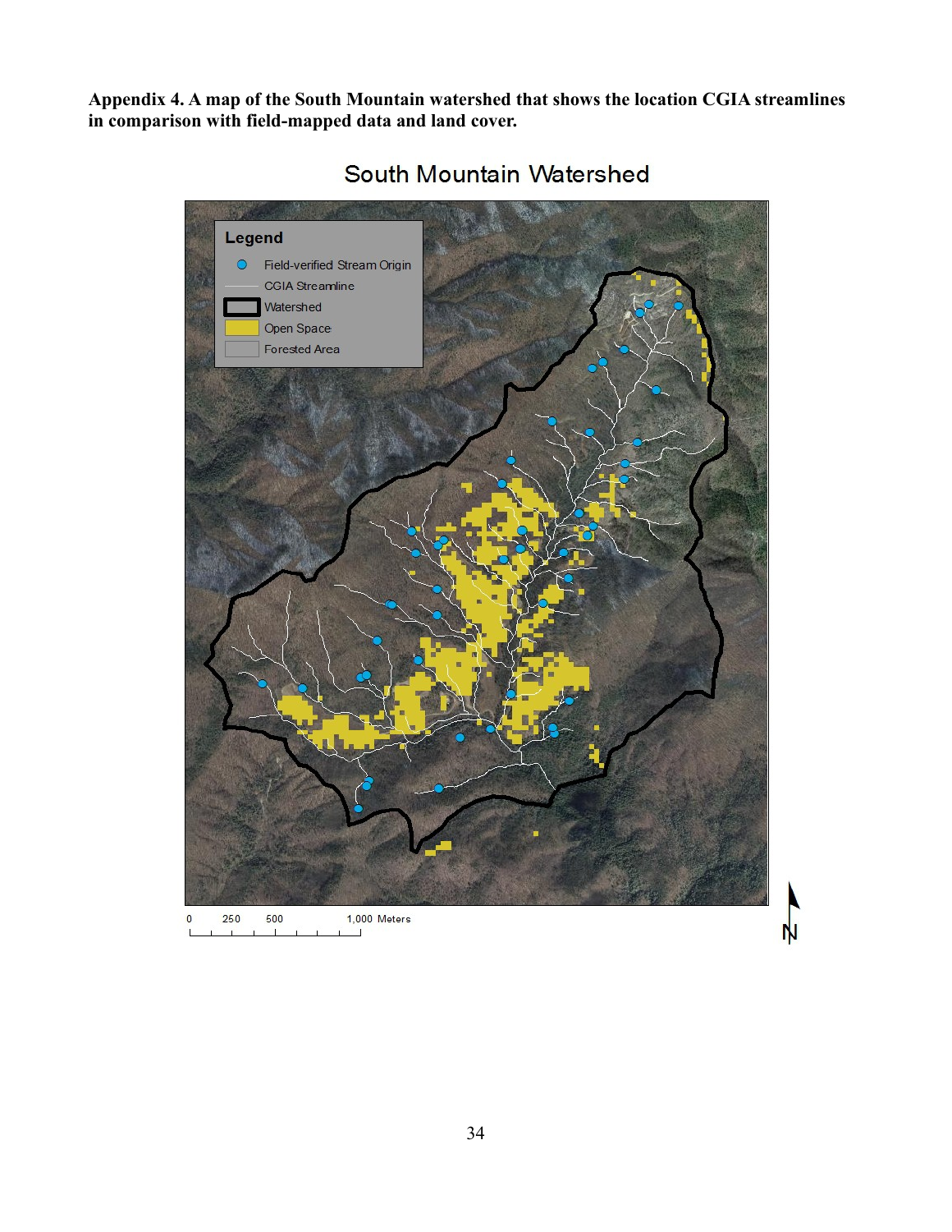**Appendix 4. A map of the South Mountain watershed that shows the location CGIA streamlines in comparison with field-mapped data and land cover.**

South Mountain Watershed

Legend

Field-verified Stream Origin

CGIA Streamline

Watershed

Open Space

Forested Area

0 250 500 1,000 Meters

N